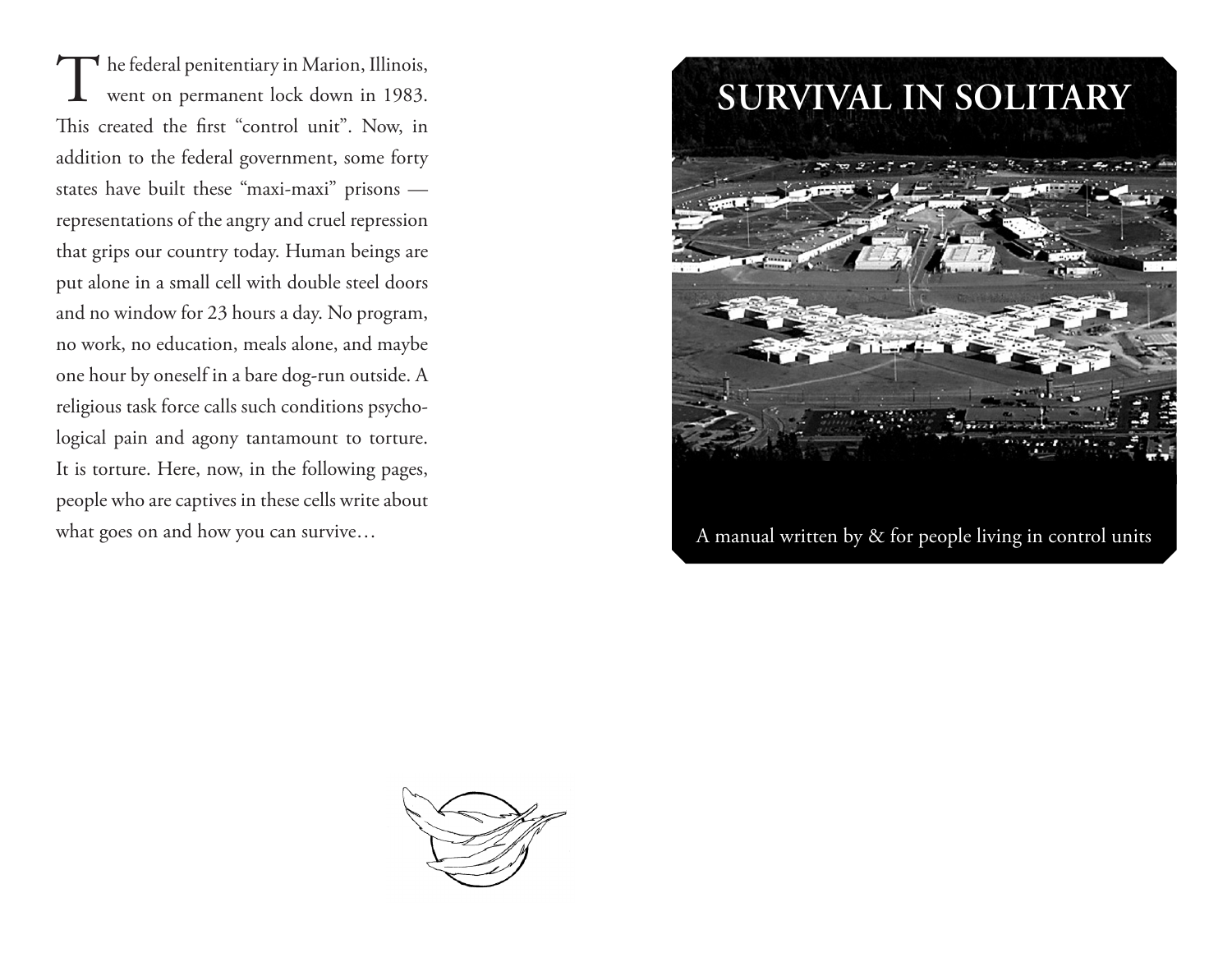The federal penitentiary in Marion, Illinois, went on permanent lock down in 1983. This created the first "control unit". Now, in addition to the federal government, some forty states have built these "maxi-maxi" prisons — representations of the angry and cruel repression that grips our country today. Human beings are put alone in a small cell with double steel doors and no window for 23 hours a day. No program, no work, no education, meals alone, and maybe one hour by oneself in a bare dog-run outside. A religious task force calls such conditions psychological pain and agony tantamount to torture. It is torture. Here, now, in the following pages, people who are captives in these cells write about what goes on and how you can survive…

# SURVIVAL IN SOLITARY

A manual written by & for people living in control units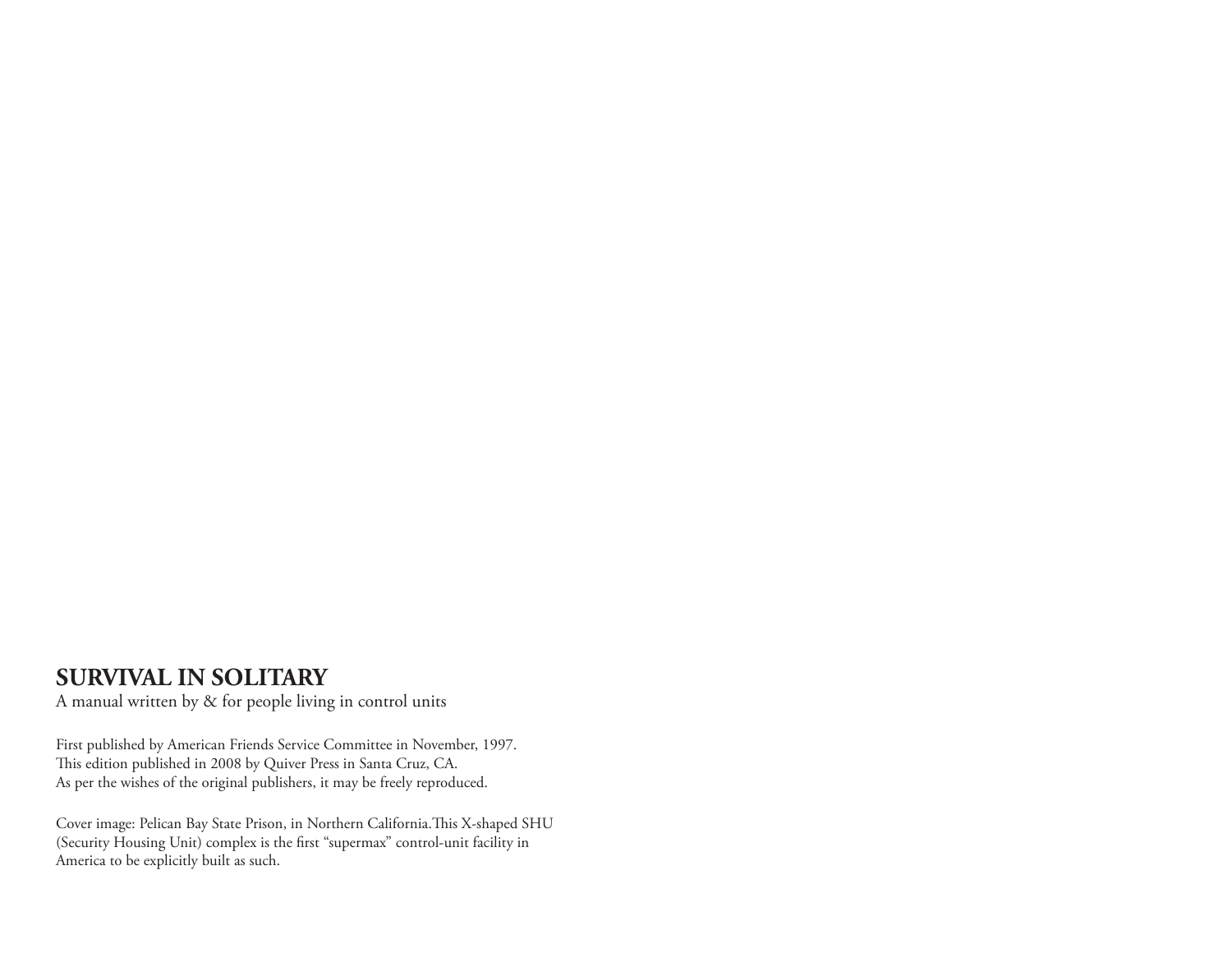**SURVIVAL IN SOLITARY**

A manual written by & for people living in control units

First published by American Friends Service Committee in November, 1997.
This edition published in 2008 by Quiver Press in Santa Cruz, CA.
As per the wishes of the original publishers, it may be freely reproduced.

Cover image: Pelican Bay State Prison, in Northern California.This X-shaped SHU (Security Housing Unit) complex is the first "supermax" control-unit facility in America to be explicitly built as such.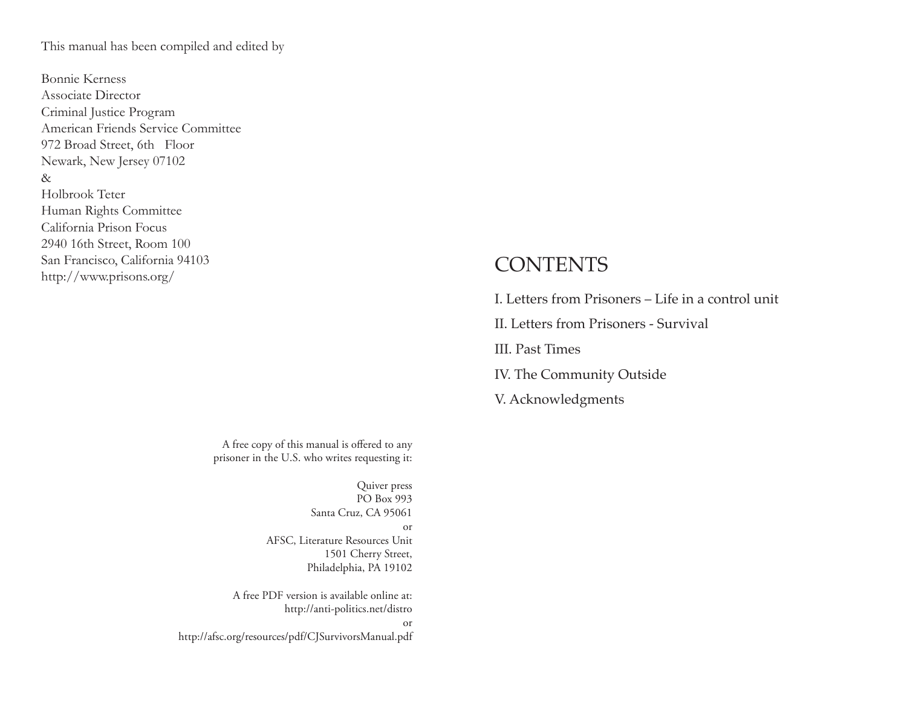This manual has been compiled and edited by

Bonnie Kerness
Associate Director
Criminal Justice Program
American Friends Service Committee
972 Broad Street, 6th Floor
Newark, New Jersey 07102
&
Holbrook Teter
Human Rights Committee
California Prison Focus
2940 16th Street, Room 100
San Francisco, California 94103
http://www.prisons.org/

A free copy of this manual is offered to any prisoner in the U.S. who writes requesting it:

Quiver press
PO Box 993
Santa Cruz, CA 95061
or
AFSC, Literature Resources Unit
1501 Cherry Street,
Philadelphia, PA 19102

A free PDF version is available online at:
http://anti-politics.net/distro
or
http://afsc.org/resources/pdf/CJSurvivorsManual.pdf

# CONTENTS

I. Letters from Prisoners – Life in a control unit

II. Letters from Prisoners - Survival

III. Past Times

IV. The Community Outside

V. Acknowledgments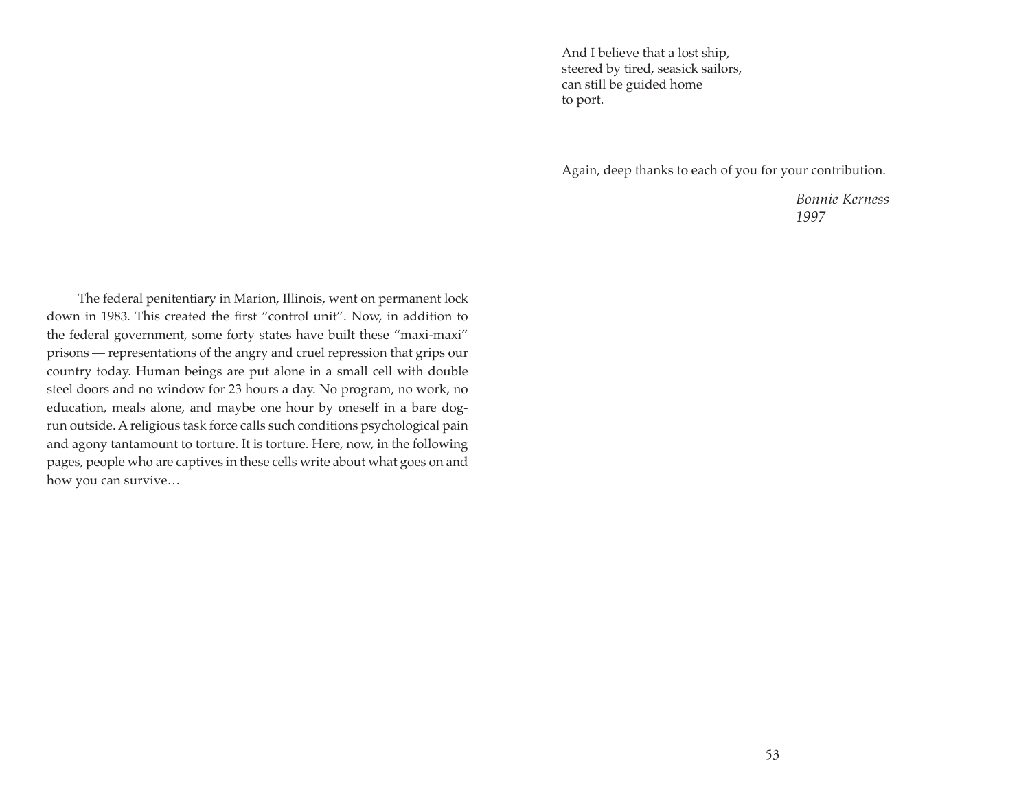And I believe that a lost ship,
steered by tired, seasick sailors,
can still be guided home
to port.

Again, deep thanks to each of you for your contribution.

*Bonnie Kerness*
*1997*

The federal penitentiary in Marion, Illinois, went on permanent lock down in 1983. This created the first "control unit". Now, in addition to the federal government, some forty states have built these "maxi-maxi" prisons — representations of the angry and cruel repression that grips our country today. Human beings are put alone in a small cell with double steel doors and no window for 23 hours a day. No program, no work, no education, meals alone, and maybe one hour by oneself in a bare dog-run outside. A religious task force calls such conditions psychological pain and agony tantamount to torture. It is torture. Here, now, in the following pages, people who are captives in these cells write about what goes on and how you can survive…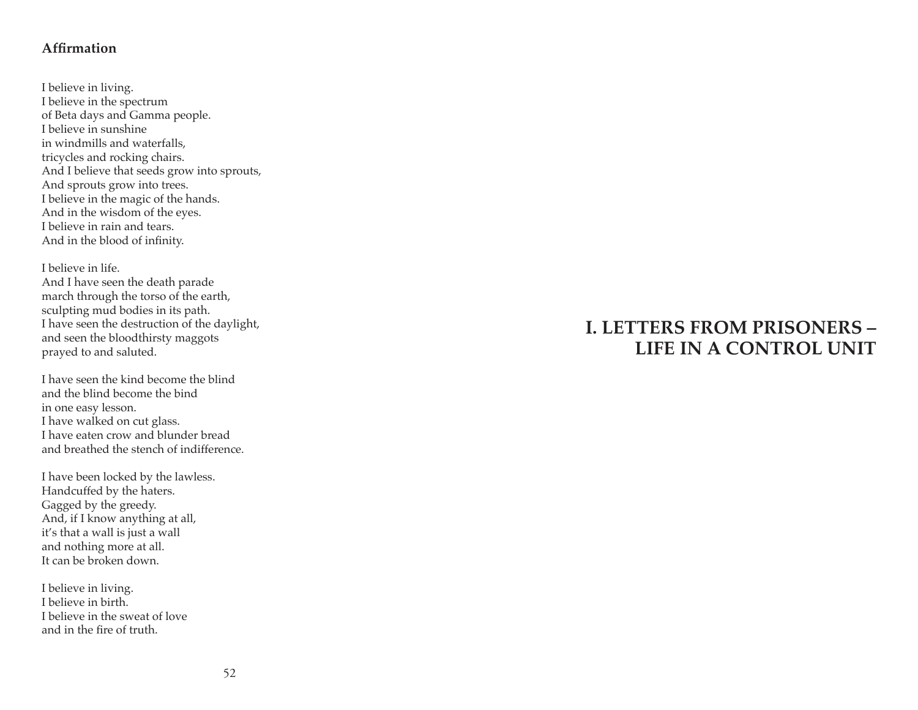**Affirmation**

I believe in living.
I believe in the spectrum
of Beta days and Gamma people.
I believe in sunshine
in windmills and waterfalls,
tricycles and rocking chairs.
And I believe that seeds grow into sprouts,
And sprouts grow into trees.
I believe in the magic of the hands.
And in the wisdom of the eyes.
I believe in rain and tears.
And in the blood of infinity.

I believe in life.
And I have seen the death parade
march through the torso of the earth,
sculpting mud bodies in its path.
I have seen the destruction of the daylight,
and seen the bloodthirsty maggots
prayed to and saluted.

I have seen the kind become the blind
and the blind become the bind
in one easy lesson.
I have walked on cut glass.
I have eaten crow and blunder bread
and breathed the stench of indifference.

I have been locked by the lawless.
Handcuffed by the haters.
Gagged by the greedy.
And, if I know anything at all,
it's that a wall is just a wall
and nothing more at all.
It can be broken down.

I believe in living.
I believe in birth.
I believe in the sweat of love
and in the fire of truth.

# I. LETTERS FROM PRISONERS – LIFE IN A CONTROL UNIT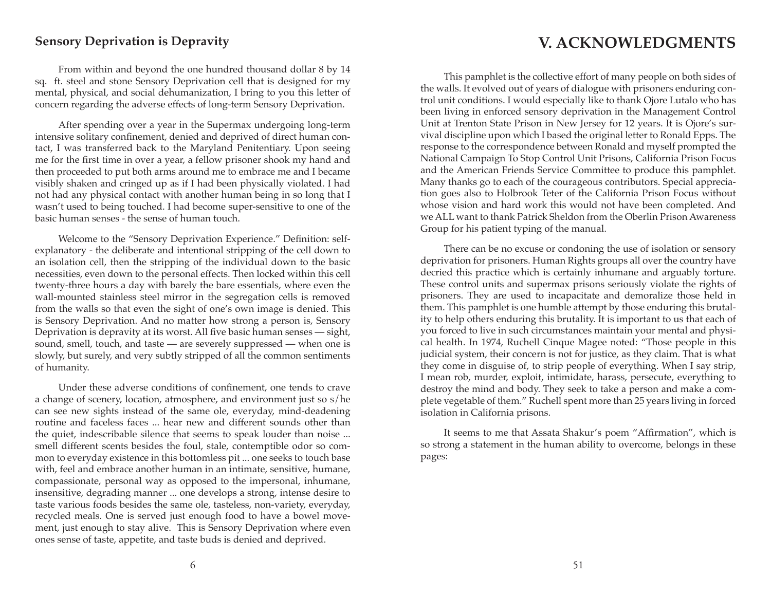## Sensory Deprivation is Depravity

From within and beyond the one hundred thousand dollar 8 by 14 sq. ft. steel and stone Sensory Deprivation cell that is designed for my mental, physical, and social dehumanization, I bring to you this letter of concern regarding the adverse effects of long-term Sensory Deprivation.

After spending over a year in the Supermax undergoing long-term intensive solitary confinement, denied and deprived of direct human contact, I was transferred back to the Maryland Penitentiary. Upon seeing me for the first time in over a year, a fellow prisoner shook my hand and then proceeded to put both arms around me to embrace me and I became visibly shaken and cringed up as if I had been physically violated. I had not had any physical contact with another human being in so long that I wasn't used to being touched. I had become super-sensitive to one of the basic human senses - the sense of human touch.

Welcome to the "Sensory Deprivation Experience." Definition: self-explanatory - the deliberate and intentional stripping of the cell down to an isolation cell, then the stripping of the individual down to the basic necessities, even down to the personal effects. Then locked within this cell twenty-three hours a day with barely the bare essentials, where even the wall-mounted stainless steel mirror in the segregation cells is removed from the walls so that even the sight of one's own image is denied. This is Sensory Deprivation. And no matter how strong a person is, Sensory Deprivation is depravity at its worst. All five basic human senses — sight, sound, smell, touch, and taste — are severely suppressed — when one is slowly, but surely, and very subtly stripped of all the common sentiments of humanity.

Under these adverse conditions of confinement, one tends to crave a change of scenery, location, atmosphere, and environment just so s/he can see new sights instead of the same ole, everyday, mind-deadening routine and faceless faces ... hear new and different sounds other than the quiet, indescribable silence that seems to speak louder than noise ... smell different scents besides the foul, stale, contemptible odor so common to everyday existence in this bottomless pit ... one seeks to touch base with, feel and embrace another human in an intimate, sensitive, humane, compassionate, personal way as opposed to the impersonal, inhumane, insensitive, degrading manner ... one develops a strong, intense desire to taste various foods besides the same ole, tasteless, non-variety, everyday, recycled meals. One is served just enough food to have a bowel movement, just enough to stay alive. This is Sensory Deprivation where even ones sense of taste, appetite, and taste buds is denied and deprived.

# V. ACKNOWLEDGMENTS

This pamphlet is the collective effort of many people on both sides of the walls. It evolved out of years of dialogue with prisoners enduring control unit conditions. I would especially like to thank Ojore Lutalo who has been living in enforced sensory deprivation in the Management Control Unit at Trenton State Prison in New Jersey for 12 years. It is Ojore's survival discipline upon which I based the original letter to Ronald Epps. The response to the correspondence between Ronald and myself prompted the National Campaign To Stop Control Unit Prisons, California Prison Focus and the American Friends Service Committee to produce this pamphlet. Many thanks go to each of the courageous contributors. Special appreciation goes also to Holbrook Teter of the California Prison Focus without whose vision and hard work this would not have been completed. And we ALL want to thank Patrick Sheldon from the Oberlin Prison Awareness Group for his patient typing of the manual.

There can be no excuse or condoning the use of isolation or sensory deprivation for prisoners. Human Rights groups all over the country have decried this practice which is certainly inhumane and arguably torture. These control units and supermax prisons seriously violate the rights of prisoners. They are used to incapacitate and demoralize those held in them. This pamphlet is one humble attempt by those enduring this brutality to help others enduring this brutality. It is important to us that each of you forced to live in such circumstances maintain your mental and physical health. In 1974, Ruchell Cinque Magee noted: "Those people in this judicial system, their concern is not for justice, as they claim. That is what they come in disguise of, to strip people of everything. When I say strip, I mean rob, murder, exploit, intimidate, harass, persecute, everything to destroy the mind and body. They seek to take a person and make a complete vegetable of them." Ruchell spent more than 25 years living in forced isolation in California prisons.

It seems to me that Assata Shakur's poem "Affirmation", which is so strong a statement in the human ability to overcome, belongs in these pages: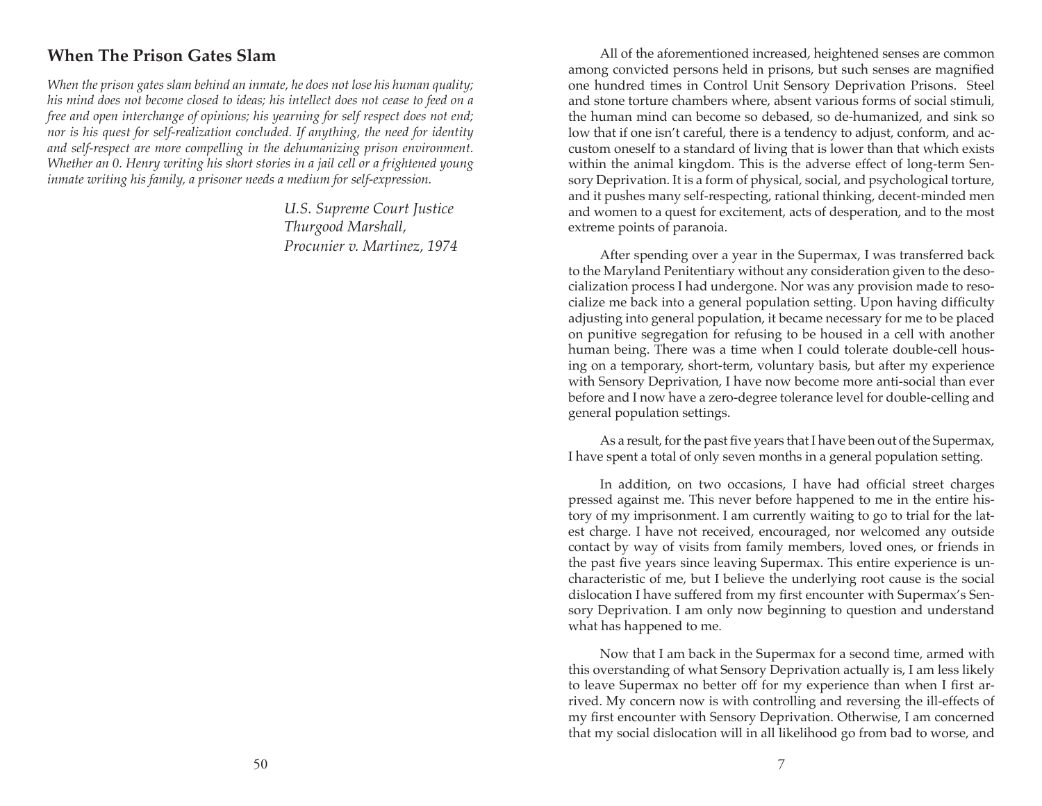## When The Prison Gates Slam

*When the prison gates slam behind an inmate, he does not lose his human quality; his mind does not become closed to ideas; his intellect does not cease to feed on a free and open interchange of opinions; his yearning for self respect does not end; nor is his quest for self-realization concluded. If anything, the need for identity and self-respect are more compelling in the dehumanizing prison environment. Whether an 0. Henry writing his short stories in a jail cell or a frightened young inmate writing his family, a prisoner needs a medium for self-expression.*

*U.S. Supreme Court Justice Thurgood Marshall,*
*Procunier v. Martinez, 1974*

All of the aforementioned increased, heightened senses are common among convicted persons held in prisons, but such senses are magnified one hundred times in Control Unit Sensory Deprivation Prisons. Steel and stone torture chambers where, absent various forms of social stimuli, the human mind can become so debased, so de-humanized, and sink so low that if one isn't careful, there is a tendency to adjust, conform, and accustom oneself to a standard of living that is lower than that which exists within the animal kingdom. This is the adverse effect of long-term Sensory Deprivation. It is a form of physical, social, and psychological torture, and it pushes many self-respecting, rational thinking, decent-minded men and women to a quest for excitement, acts of desperation, and to the most extreme points of paranoia.

After spending over a year in the Supermax, I was transferred back to the Maryland Penitentiary without any consideration given to the desocialization process I had undergone. Nor was any provision made to resocialize me back into a general population setting. Upon having difficulty adjusting into general population, it became necessary for me to be placed on punitive segregation for refusing to be housed in a cell with another human being. There was a time when I could tolerate double-cell housing on a temporary, short-term, voluntary basis, but after my experience with Sensory Deprivation, I have now become more anti-social than ever before and I now have a zero-degree tolerance level for double-celling and general population settings.

As a result, for the past five years that I have been out of the Supermax, I have spent a total of only seven months in a general population setting.

In addition, on two occasions, I have had official street charges pressed against me. This never before happened to me in the entire history of my imprisonment. I am currently waiting to go to trial for the latest charge. I have not received, encouraged, nor welcomed any outside contact by way of visits from family members, loved ones, or friends in the past five years since leaving Supermax. This entire experience is uncharacteristic of me, but I believe the underlying root cause is the social dislocation I have suffered from my first encounter with Supermax's Sensory Deprivation. I am only now beginning to question and understand what has happened to me.

Now that I am back in the Supermax for a second time, armed with this overstanding of what Sensory Deprivation actually is, I am less likely to leave Supermax no better off for my experience than when I first arrived. My concern now is with controlling and reversing the ill-effects of my first encounter with Sensory Deprivation. Otherwise, I am concerned that my social dislocation will in all likelihood go from bad to worse, and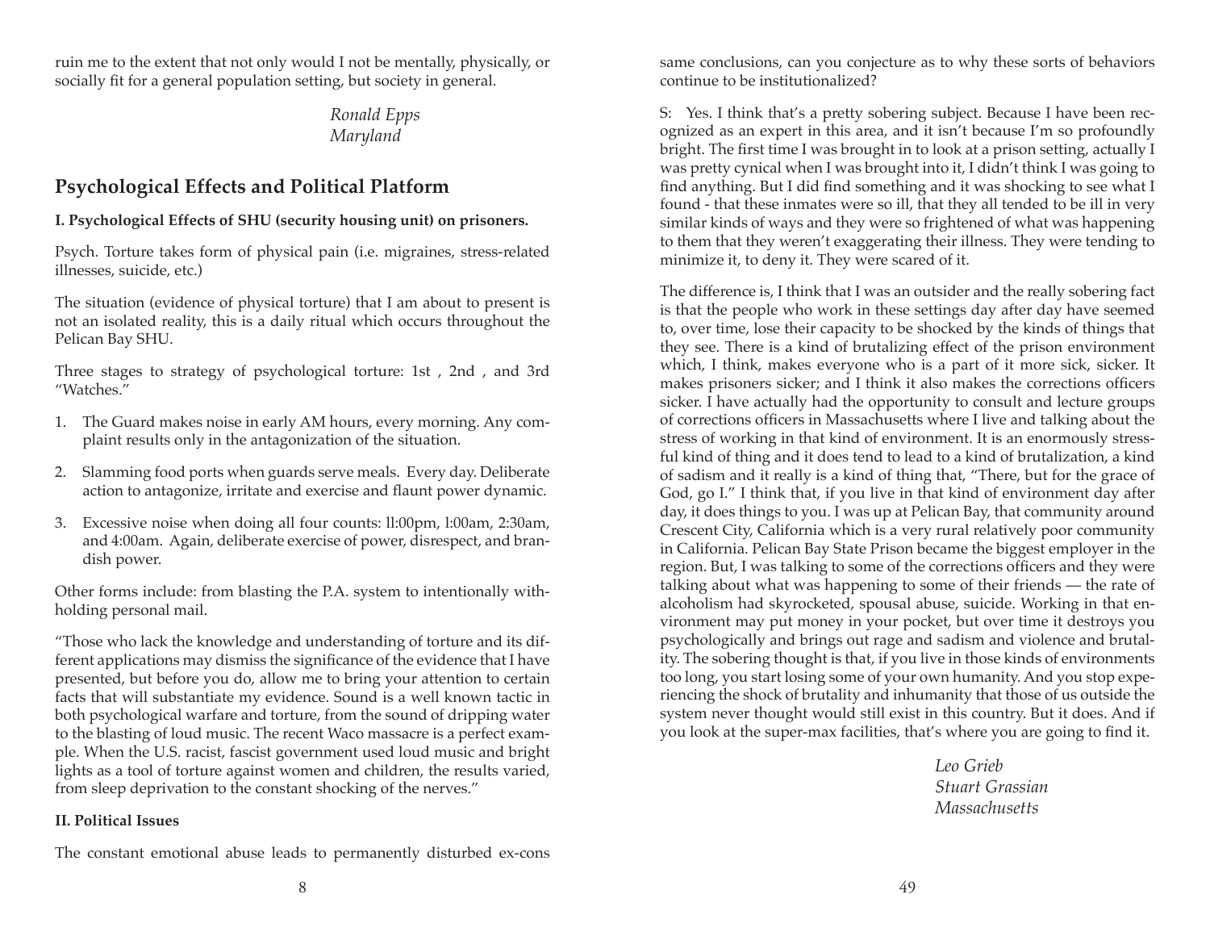ruin me to the extent that not only would I not be mentally, physically, or socially fit for a general population setting, but society in general.

*Ronald Epps*
*Maryland*

## Psychological Effects and Political Platform

**I. Psychological Effects of SHU (security housing unit) on prisoners.**

Psych. Torture takes form of physical pain (i.e. migraines, stress-related illnesses, suicide, etc.)

The situation (evidence of physical torture) that I am about to present is not an isolated reality, this is a daily ritual which occurs throughout the Pelican Bay SHU.

Three stages to strategy of psychological torture: 1st , 2nd , and 3rd "Watches."

1. The Guard makes noise in early AM hours, every morning. Any complaint results only in the antagonization of the situation.
2. Slamming food ports when guards serve meals. Every day. Deliberate action to antagonize, irritate and exercise and flaunt power dynamic.
3. Excessive noise when doing all four counts: ll:00pm, l:00am, 2:30am, and 4:00am. Again, deliberate exercise of power, disrespect, and brandish power.

Other forms include: from blasting the P.A. system to intentionally withholding personal mail.

"Those who lack the knowledge and understanding of torture and its different applications may dismiss the significance of the evidence that I have presented, but before you do, allow me to bring your attention to certain facts that will substantiate my evidence. Sound is a well known tactic in both psychological warfare and torture, from the sound of dripping water to the blasting of loud music. The recent Waco massacre is a perfect example. When the U.S. racist, fascist government used loud music and bright lights as a tool of torture against women and children, the results varied, from sleep deprivation to the constant shocking of the nerves."

**II. Political Issues**

The constant emotional abuse leads to permanently disturbed ex-cons

same conclusions, can you conjecture as to why these sorts of behaviors continue to be institutionalized?

S: Yes. I think that's a pretty sobering subject. Because I have been recognized as an expert in this area, and it isn't because I'm so profoundly bright. The first time I was brought in to look at a prison setting, actually I was pretty cynical when I was brought into it, I didn't think I was going to find anything. But I did find something and it was shocking to see what I found - that these inmates were so ill, that they all tended to be ill in very similar kinds of ways and they were so frightened of what was happening to them that they weren't exaggerating their illness. They were tending to minimize it, to deny it. They were scared of it.

The difference is, I think that I was an outsider and the really sobering fact is that the people who work in these settings day after day have seemed to, over time, lose their capacity to be shocked by the kinds of things that they see. There is a kind of brutalizing effect of the prison environment which, I think, makes everyone who is a part of it more sick, sicker. It makes prisoners sicker; and I think it also makes the corrections officers sicker. I have actually had the opportunity to consult and lecture groups of corrections officers in Massachusetts where I live and talking about the stress of working in that kind of environment. It is an enormously stressful kind of thing and it does tend to lead to a kind of brutalization, a kind of sadism and it really is a kind of thing that, "There, but for the grace of God, go I." I think that, if you live in that kind of environment day after day, it does things to you. I was up at Pelican Bay, that community around Crescent City, California which is a very rural relatively poor community in California. Pelican Bay State Prison became the biggest employer in the region. But, I was talking to some of the corrections officers and they were talking about what was happening to some of their friends — the rate of alcoholism had skyrocketed, spousal abuse, suicide. Working in that environment may put money in your pocket, but over time it destroys you psychologically and brings out rage and sadism and violence and brutality. The sobering thought is that, if you live in those kinds of environments too long, you start losing some of your own humanity. And you stop experiencing the shock of brutality and inhumanity that those of us outside the system never thought would still exist in this country. But it does. And if you look at the super-max facilities, that's where you are going to find it.

*Leo Grieb*
*Stuart Grassian*
*Massachusetts*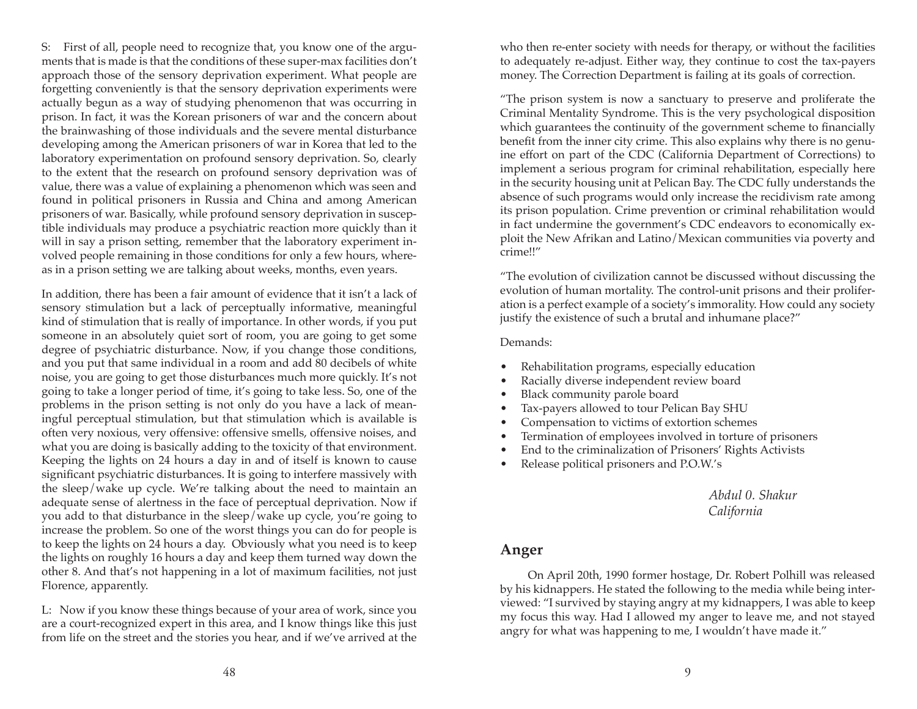S: First of all, people need to recognize that, you know one of the arguments that is made is that the conditions of these super-max facilities don't approach those of the sensory deprivation experiment. What people are forgetting conveniently is that the sensory deprivation experiments were actually begun as a way of studying phenomenon that was occurring in prison. In fact, it was the Korean prisoners of war and the concern about the brainwashing of those individuals and the severe mental disturbance developing among the American prisoners of war in Korea that led to the laboratory experimentation on profound sensory deprivation. So, clearly to the extent that the research on profound sensory deprivation was of value, there was a value of explaining a phenomenon which was seen and found in political prisoners in Russia and China and among American prisoners of war. Basically, while profound sensory deprivation in susceptible individuals may produce a psychiatric reaction more quickly than it will in say a prison setting, remember that the laboratory experiment involved people remaining in those conditions for only a few hours, whereas in a prison setting we are talking about weeks, months, even years.

In addition, there has been a fair amount of evidence that it isn't a lack of sensory stimulation but a lack of perceptually informative, meaningful kind of stimulation that is really of importance. In other words, if you put someone in an absolutely quiet sort of room, you are going to get some degree of psychiatric disturbance. Now, if you change those conditions, and you put that same individual in a room and add 80 decibels of white noise, you are going to get those disturbances much more quickly. It's not going to take a longer period of time, it's going to take less. So, one of the problems in the prison setting is not only do you have a lack of meaningful perceptual stimulation, but that stimulation which is available is often very noxious, very offensive: offensive smells, offensive noises, and what you are doing is basically adding to the toxicity of that environment. Keeping the lights on 24 hours a day in and of itself is known to cause significant psychiatric disturbances. It is going to interfere massively with the sleep/wake up cycle. We're talking about the need to maintain an adequate sense of alertness in the face of perceptual deprivation. Now if you add to that disturbance in the sleep/wake up cycle, you're going to increase the problem. So one of the worst things you can do for people is to keep the lights on 24 hours a day. Obviously what you need is to keep the lights on roughly 16 hours a day and keep them turned way down the other 8. And that's not happening in a lot of maximum facilities, not just Florence, apparently.

L: Now if you know these things because of your area of work, since you are a court-recognized expert in this area, and I know things like this just from life on the street and the stories you hear, and if we've arrived at the

who then re-enter society with needs for therapy, or without the facilities to adequately re-adjust. Either way, they continue to cost the tax-payers money. The Correction Department is failing at its goals of correction.

"The prison system is now a sanctuary to preserve and proliferate the Criminal Mentality Syndrome. This is the very psychological disposition which guarantees the continuity of the government scheme to financially benefit from the inner city crime. This also explains why there is no genuine effort on part of the CDC (California Department of Corrections) to implement a serious program for criminal rehabilitation, especially here in the security housing unit at Pelican Bay. The CDC fully understands the absence of such programs would only increase the recidivism rate among its prison population. Crime prevention or criminal rehabilitation would in fact undermine the government's CDC endeavors to economically exploit the New Afrikan and Latino/Mexican communities via poverty and crime!!"

"The evolution of civilization cannot be discussed without discussing the evolution of human mortality. The control-unit prisons and their proliferation is a perfect example of a society's immorality. How could any society justify the existence of such a brutal and inhumane place?"

Demands:

- Rehabilitation programs, especially education
- Racially diverse independent review board
- Black community parole board
- Tax-payers allowed to tour Pelican Bay SHU
- Compensation to victims of extortion schemes
- Termination of employees involved in torture of prisoners
- End to the criminalization of Prisoners' Rights Activists
- Release political prisoners and P.O.W.'s

*Abdul 0. Shakur*
*California*

## Anger

On April 20th, 1990 former hostage, Dr. Robert Polhill was released by his kidnappers. He stated the following to the media while being interviewed: "I survived by staying angry at my kidnappers, I was able to keep my focus this way. Had I allowed my anger to leave me, and not stayed angry for what was happening to me, I wouldn't have made it."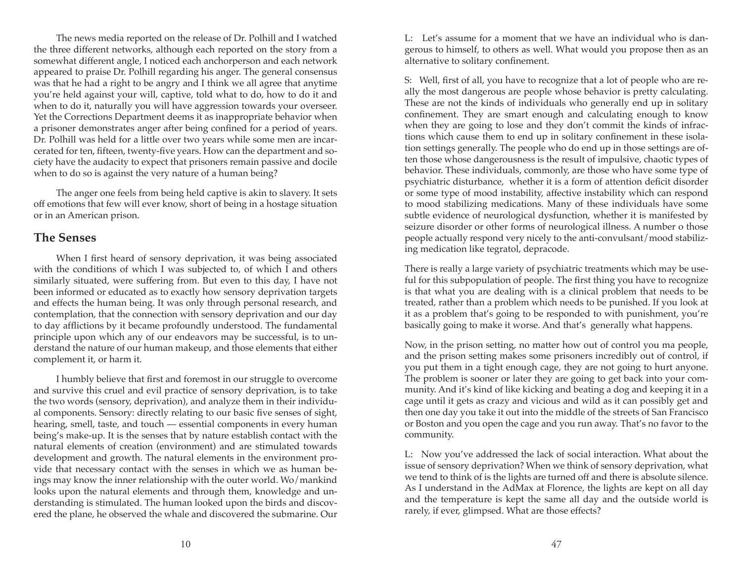The news media reported on the release of Dr. Polhill and I watched the three different networks, although each reported on the story from a somewhat different angle, I noticed each anchorperson and each network appeared to praise Dr. Polhill regarding his anger. The general consensus was that he had a right to be angry and I think we all agree that anytime you're held against your will, captive, told what to do, how to do it and when to do it, naturally you will have aggression towards your overseer. Yet the Corrections Department deems it as inappropriate behavior when a prisoner demonstrates anger after being confined for a period of years. Dr. Polhill was held for a little over two years while some men are incarcerated for ten, fifteen, twenty-five years. How can the department and society have the audacity to expect that prisoners remain passive and docile when to do so is against the very nature of a human being?

The anger one feels from being held captive is akin to slavery. It sets off emotions that few will ever know, short of being in a hostage situation or in an American prison.

## The Senses

When I first heard of sensory deprivation, it was being associated with the conditions of which I was subjected to, of which I and others similarly situated, were suffering from. But even to this day, I have not been informed or educated as to exactly how sensory deprivation targets and effects the human being. It was only through personal research, and contemplation, that the connection with sensory deprivation and our day to day afflictions by it became profoundly understood. The fundamental principle upon which any of our endeavors may be successful, is to understand the nature of our human makeup, and those elements that either complement it, or harm it.

I humbly believe that first and foremost in our struggle to overcome and survive this cruel and evil practice of sensory deprivation, is to take the two words (sensory, deprivation), and analyze them in their individual components. Sensory: directly relating to our basic five senses of sight, hearing, smell, taste, and touch — essential components in every human being's make-up. It is the senses that by nature establish contact with the natural elements of creation (environment) and are stimulated towards development and growth. The natural elements in the environment provide that necessary contact with the senses in which we as human beings may know the inner relationship with the outer world. Wo/mankind looks upon the natural elements and through them, knowledge and understanding is stimulated. The human looked upon the birds and discovered the plane, he observed the whale and discovered the submarine. Our

L: Let's assume for a moment that we have an individual who is dangerous to himself, to others as well. What would you propose then as an alternative to solitary confinement.

S: Well, first of all, you have to recognize that a lot of people who are really the most dangerous are people whose behavior is pretty calculating. These are not the kinds of individuals who generally end up in solitary confinement. They are smart enough and calculating enough to know when they are going to lose and they don't commit the kinds of infractions which cause them to end up in solitary confinement in these isolation settings generally. The people who do end up in those settings are often those whose dangerousness is the result of impulsive, chaotic types of behavior. These individuals, commonly, are those who have some type of psychiatric disturbance, whether it is a form of attention deficit disorder or some type of mood instability, affective instability which can respond to mood stabilizing medications. Many of these individuals have some subtle evidence of neurological dysfunction, whether it is manifested by seizure disorder or other forms of neurological illness. A number o those people actually respond very nicely to the anti-convulsant/mood stabilizing medication like tegratol, depracode.

There is really a large variety of psychiatric treatments which may be useful for this subpopulation of people. The first thing you have to recognize is that what you are dealing with is a clinical problem that needs to be treated, rather than a problem which needs to be punished. If you look at it as a problem that's going to be responded to with punishment, you're basically going to make it worse. And that's generally what happens.

Now, in the prison setting, no matter how out of control you ma people, and the prison setting makes some prisoners incredibly out of control, if you put them in a tight enough cage, they are not going to hurt anyone. The problem is sooner or later they are going to get back into your community. And it's kind of like kicking and beating a dog and keeping it in a cage until it gets as crazy and vicious and wild as it can possibly get and then one day you take it out into the middle of the streets of San Francisco or Boston and you open the cage and you run away. That's no favor to the community.

L: Now you've addressed the lack of social interaction. What about the issue of sensory deprivation? When we think of sensory deprivation, what we tend to think of is the lights are turned off and there is absolute silence. As I understand in the AdMax at Florence, the lights are kept on all day and the temperature is kept the same all day and the outside world is rarely, if ever, glimpsed. What are those effects?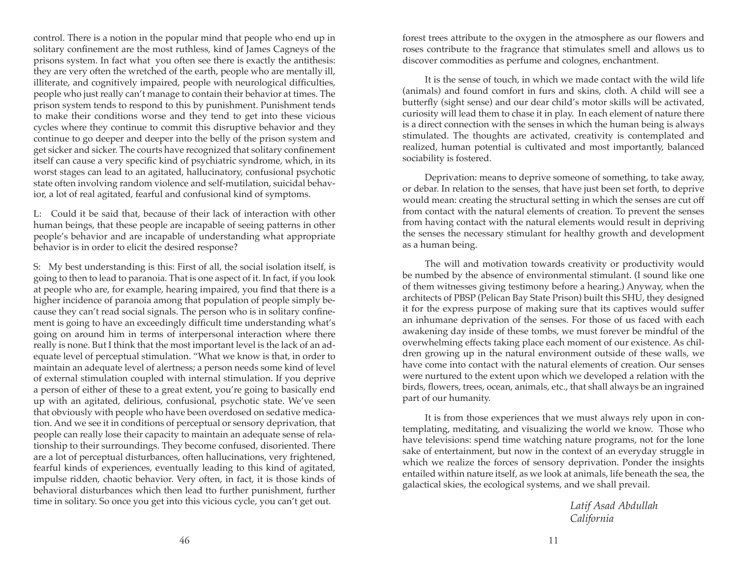control. There is a notion in the popular mind that people who end up in solitary confinement are the most ruthless, kind of James Cagneys of the prisons system. In fact what you often see there is exactly the antithesis: they are very often the wretched of the earth, people who are mentally ill, illiterate, and cognitively impaired, people with neurological difficulties, people who just really can't manage to contain their behavior at times. The prison system tends to respond to this by punishment. Punishment tends to make their conditions worse and they tend to get into these vicious cycles where they continue to commit this disruptive behavior and they continue to go deeper and deeper into the belly of the prison system and get sicker and sicker. The courts have recognized that solitary confinement itself can cause a very specific kind of psychiatric syndrome, which, in its worst stages can lead to an agitated, hallucinatory, confusional psychotic state often involving random violence and self-mutilation, suicidal behavior, a lot of real agitated, fearful and confusional kind of symptoms.

L: Could it be said that, because of their lack of interaction with other human beings, that these people are incapable of seeing patterns in other people's behavior and are incapable of understanding what appropriate behavior is in order to elicit the desired response?

S: My best understanding is this: First of all, the social isolation itself, is going to then to lead to paranoia. That is one aspect of it. In fact, if you look at people who are, for example, hearing impaired, you find that there is a higher incidence of paranoia among that population of people simply because they can't read social signals. The person who is in solitary confinement is going to have an exceedingly difficult time understanding what's going on around him in terms of interpersonal interaction where there really is none. But I think that the most important level is the lack of an adequate level of perceptual stimulation. "What we know is that, in order to maintain an adequate level of alertness; a person needs some kind of level of external stimulation coupled with internal stimulation. If you deprive a person of either of these to a great extent, you're going to basically end up with an agitated, delirious, confusional, psychotic state. We've seen that obviously with people who have been overdosed on sedative medication. And we see it in conditions of perceptual or sensory deprivation, that people can really lose their capacity to maintain an adequate sense of relationship to their surroundings. They become confused, disoriented. There are a lot of perceptual disturbances, often hallucinations, very frightened, fearful kinds of experiences, eventually leading to this kind of agitated, impulse ridden, chaotic behavior. Very often, in fact, it is those kinds of behavioral disturbances which then lead tto further punishment, further time in solitary. So once you get into this vicious cycle, you can't get out.

forest trees attribute to the oxygen in the atmosphere as our flowers and roses contribute to the fragrance that stimulates smell and allows us to discover commodities as perfume and colognes, enchantment.

It is the sense of touch, in which we made contact with the wild life (animals) and found comfort in furs and skins, cloth. A child will see a butterfly (sight sense) and our dear child's motor skills will be activated, curiosity will lead them to chase it in play. In each element of nature there is a direct connection with the senses in which the human being is always stimulated. The thoughts are activated, creativity is contemplated and realized, human potential is cultivated and most importantly, balanced sociability is fostered.

Deprivation: means to deprive someone of something, to take away, or debar. In relation to the senses, that have just been set forth, to deprive would mean: creating the structural setting in which the senses are cut off from contact with the natural elements of creation. To prevent the senses from having contact with the natural elements would result in depriving the senses the necessary stimulant for healthy growth and development as a human being.

The will and motivation towards creativity or productivity would be numbed by the absence of environmental stimulant. (I sound like one of them witnesses giving testimony before a hearing.) Anyway, when the architects of PBSP (Pelican Bay State Prison) built this SHU, they designed it for the express purpose of making sure that its captives would suffer an inhumane deprivation of the senses. For those of us faced with each awakening day inside of these tombs, we must forever be mindful of the overwhelming effects taking place each moment of our existence. As children growing up in the natural environment outside of these walls, we have come into contact with the natural elements of creation. Our senses were nurtured to the extent upon which we developed a relation with the birds, flowers, trees, ocean, animals, etc., that shall always be an ingrained part of our humanity.

It is from those experiences that we must always rely upon in contemplating, meditating, and visualizing the world we know. Those who have televisions: spend time watching nature programs, not for the lone sake of entertainment, but now in the context of an everyday struggle in which we realize the forces of sensory deprivation. Ponder the insights entailed within nature itself, as we look at animals, life beneath the sea, the galactical skies, the ecological systems, and we shall prevail.

*Latif Asad Abdullah*
*California*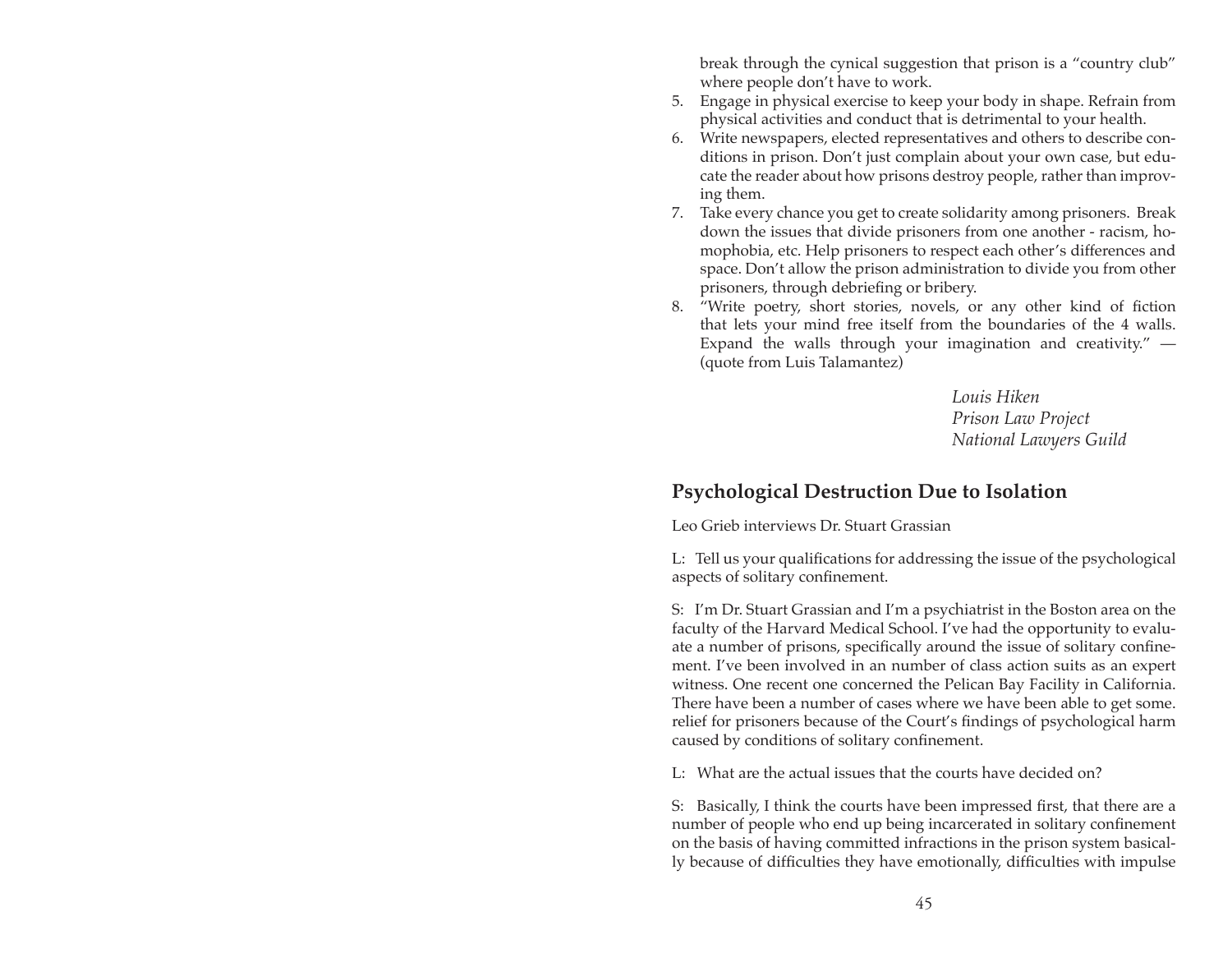break through the cynical suggestion that prison is a "country club" where people don't have to work.

5. Engage in physical exercise to keep your body in shape. Refrain from physical activities and conduct that is detrimental to your health.
6. Write newspapers, elected representatives and others to describe conditions in prison. Don't just complain about your own case, but educate the reader about how prisons destroy people, rather than improving them.
7. Take every chance you get to create solidarity among prisoners. Break down the issues that divide prisoners from one another - racism, homophobia, etc. Help prisoners to respect each other's differences and space. Don't allow the prison administration to divide you from other prisoners, through debriefing or bribery.
8. "Write poetry, short stories, novels, or any other kind of fiction that lets your mind free itself from the boundaries of the 4 walls. Expand the walls through your imagination and creativity." — (quote from Luis Talamantez)

*Louis Hiken*
*Prison Law Project*
*National Lawyers Guild*

## Psychological Destruction Due to Isolation

Leo Grieb interviews Dr. Stuart Grassian

L: Tell us your qualifications for addressing the issue of the psychological aspects of solitary confinement.

S: I'm Dr. Stuart Grassian and I'm a psychiatrist in the Boston area on the faculty of the Harvard Medical School. I've had the opportunity to evaluate a number of prisons, specifically around the issue of solitary confinement. I've been involved in an number of class action suits as an expert witness. One recent one concerned the Pelican Bay Facility in California. There have been a number of cases where we have been able to get some. relief for prisoners because of the Court's findings of psychological harm caused by conditions of solitary confinement.

L: What are the actual issues that the courts have decided on?

S: Basically, I think the courts have been impressed first, that there are a number of people who end up being incarcerated in solitary confinement on the basis of having committed infractions in the prison system basically because of difficulties they have emotionally, difficulties with impulse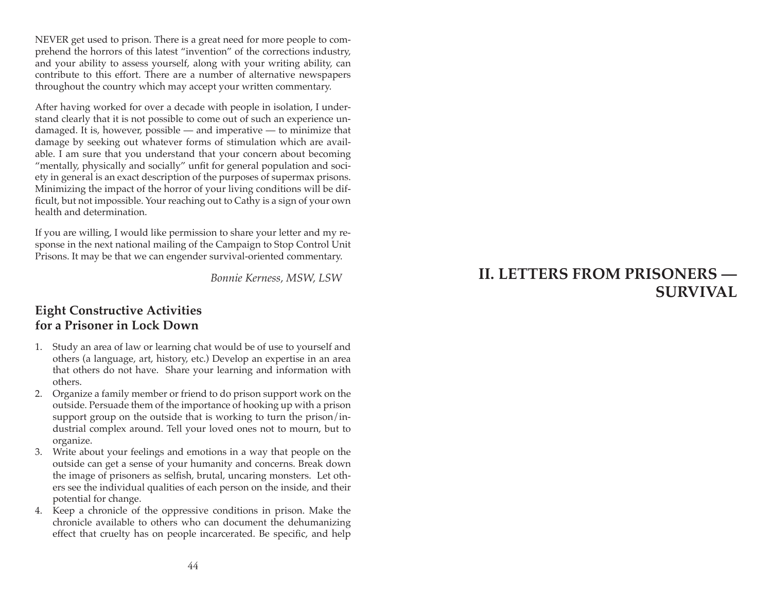NEVER get used to prison. There is a great need for more people to comprehend the horrors of this latest "invention" of the corrections industry, and your ability to assess yourself, along with your writing ability, can contribute to this effort. There are a number of alternative newspapers throughout the country which may accept your written commentary.

After having worked for over a decade with people in isolation, I understand clearly that it is not possible to come out of such an experience undamaged. It is, however, possible — and imperative — to minimize that damage by seeking out whatever forms of stimulation which are available. I am sure that you understand that your concern about becoming "mentally, physically and socially" unfit for general population and society in general is an exact description of the purposes of supermax prisons. Minimizing the impact of the horror of your living conditions will be difficult, but not impossible. Your reaching out to Cathy is a sign of your own health and determination.

If you are willing, I would like permission to share your letter and my response in the next national mailing of the Campaign to Stop Control Unit Prisons. It may be that we can engender survival-oriented commentary.

*Bonnie Kerness, MSW, LSW*

## Eight Constructive Activities for a Prisoner in Lock Down

1. Study an area of law or learning chat would be of use to yourself and others (a language, art, history, etc.) Develop an expertise in an area that others do not have. Share your learning and information with others.
2. Organize a family member or friend to do prison support work on the outside. Persuade them of the importance of hooking up with a prison support group on the outside that is working to turn the prison/industrial complex around. Tell your loved ones not to mourn, but to organize.
3. Write about your feelings and emotions in a way that people on the outside can get a sense of your humanity and concerns. Break down the image of prisoners as selfish, brutal, uncaring monsters. Let others see the individual qualities of each person on the inside, and their potential for change.
4. Keep a chronicle of the oppressive conditions in prison. Make the chronicle available to others who can document the dehumanizing effect that cruelty has on people incarcerated. Be specific, and help

# II. LETTERS FROM PRISONERS — SURVIVAL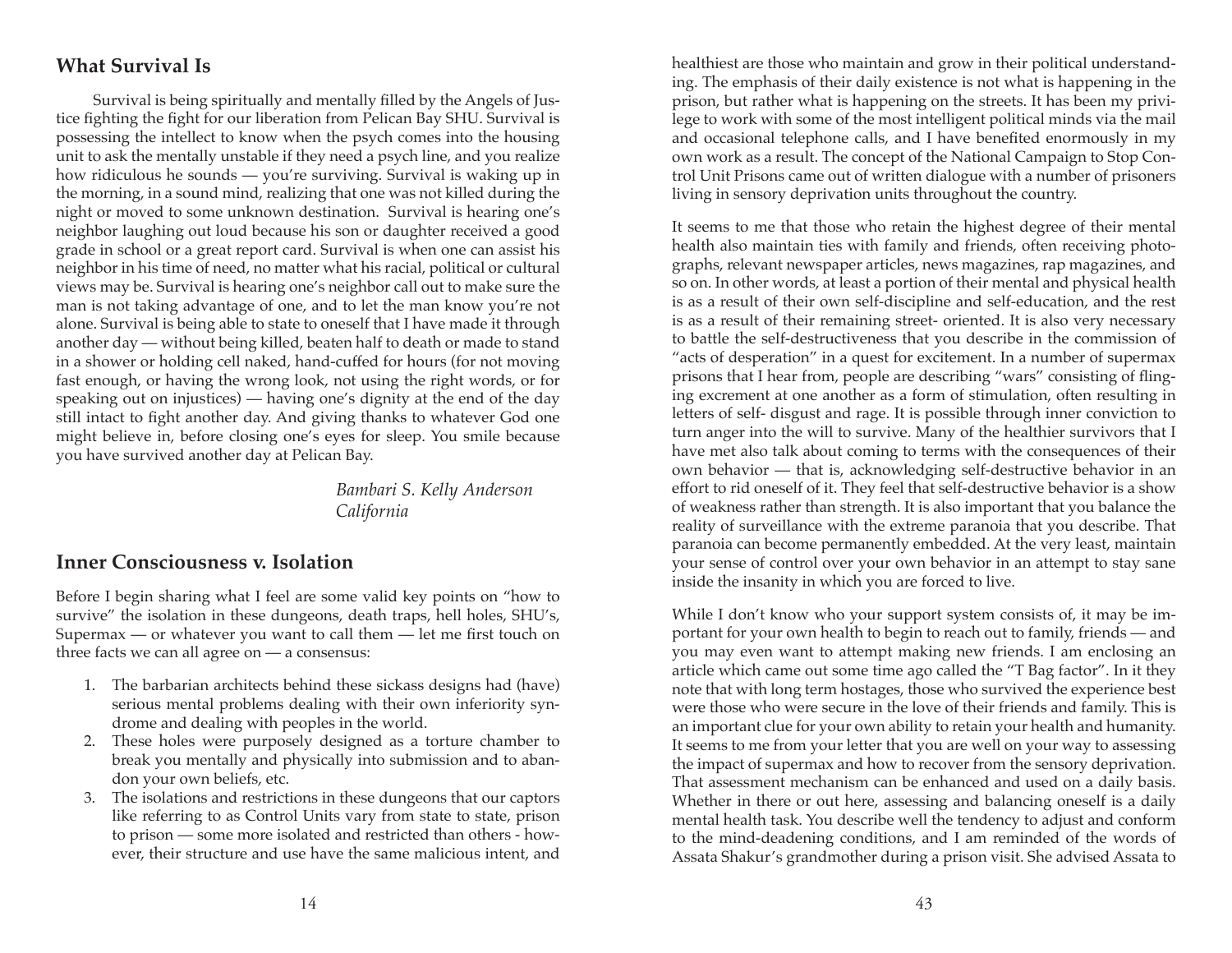## What Survival Is

Survival is being spiritually and mentally filled by the Angels of Justice fighting the fight for our liberation from Pelican Bay SHU. Survival is possessing the intellect to know when the psych comes into the housing unit to ask the mentally unstable if they need a psych line, and you realize how ridiculous he sounds — you're surviving. Survival is waking up in the morning, in a sound mind, realizing that one was not killed during the night or moved to some unknown destination. Survival is hearing one's neighbor laughing out loud because his son or daughter received a good grade in school or a great report card. Survival is when one can assist his neighbor in his time of need, no matter what his racial, political or cultural views may be. Survival is hearing one's neighbor call out to make sure the man is not taking advantage of one, and to let the man know you're not alone. Survival is being able to state to oneself that I have made it through another day — without being killed, beaten half to death or made to stand in a shower or holding cell naked, hand-cuffed for hours (for not moving fast enough, or having the wrong look, not using the right words, or for speaking out on injustices) — having one's dignity at the end of the day still intact to fight another day. And giving thanks to whatever God one might believe in, before closing one's eyes for sleep. You smile because you have survived another day at Pelican Bay.

*Bambari S. Kelly Anderson*
*California*

## Inner Consciousness v. Isolation

Before I begin sharing what I feel are some valid key points on "how to survive" the isolation in these dungeons, death traps, hell holes, SHU's, Supermax — or whatever you want to call them — let me first touch on three facts we can all agree on — a consensus:

1. The barbarian architects behind these sickass designs had (have) serious mental problems dealing with their own inferiority syndrome and dealing with peoples in the world.
2. These holes were purposely designed as a torture chamber to break you mentally and physically into submission and to abandon your own beliefs, etc.
3. The isolations and restrictions in these dungeons that our captors like referring to as Control Units vary from state to state, prison to prison — some more isolated and restricted than others - however, their structure and use have the same malicious intent, and

healthiest are those who maintain and grow in their political understanding. The emphasis of their daily existence is not what is happening in the prison, but rather what is happening on the streets. It has been my privilege to work with some of the most intelligent political minds via the mail and occasional telephone calls, and I have benefited enormously in my own work as a result. The concept of the National Campaign to Stop Control Unit Prisons came out of written dialogue with a number of prisoners living in sensory deprivation units throughout the country.

It seems to me that those who retain the highest degree of their mental health also maintain ties with family and friends, often receiving photographs, relevant newspaper articles, news magazines, rap magazines, and so on. In other words, at least a portion of their mental and physical health is as a result of their own self-discipline and self-education, and the rest is as a result of their remaining street- oriented. It is also very necessary to battle the self-destructiveness that you describe in the commission of "acts of desperation" in a quest for excitement. In a number of supermax prisons that I hear from, people are describing "wars" consisting of flinging excrement at one another as a form of stimulation, often resulting in letters of self- disgust and rage. It is possible through inner conviction to turn anger into the will to survive. Many of the healthier survivors that I have met also talk about coming to terms with the consequences of their own behavior — that is, acknowledging self-destructive behavior in an effort to rid oneself of it. They feel that self-destructive behavior is a show of weakness rather than strength. It is also important that you balance the reality of surveillance with the extreme paranoia that you describe. That paranoia can become permanently embedded. At the very least, maintain your sense of control over your own behavior in an attempt to stay sane inside the insanity in which you are forced to live.

While I don't know who your support system consists of, it may be important for your own health to begin to reach out to family, friends — and you may even want to attempt making new friends. I am enclosing an article which came out some time ago called the "T Bag factor". In it they note that with long term hostages, those who survived the experience best were those who were secure in the love of their friends and family. This is an important clue for your own ability to retain your health and humanity. It seems to me from your letter that you are well on your way to assessing the impact of supermax and how to recover from the sensory deprivation. That assessment mechanism can be enhanced and used on a daily basis. Whether in there or out here, assessing and balancing oneself is a daily mental health task. You describe well the tendency to adjust and conform to the mind-deadening conditions, and I am reminded of the words of Assata Shakur's grandmother during a prison visit. She advised Assata to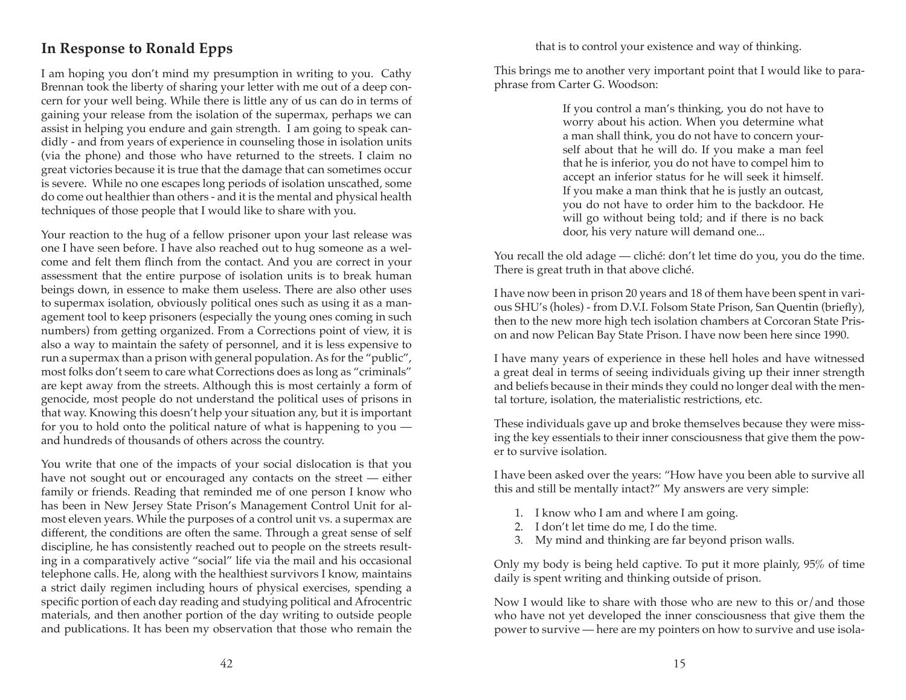## In Response to Ronald Epps

I am hoping you don't mind my presumption in writing to you. Cathy Brennan took the liberty of sharing your letter with me out of a deep concern for your well being. While there is little any of us can do in terms of gaining your release from the isolation of the supermax, perhaps we can assist in helping you endure and gain strength. I am going to speak candidly - and from years of experience in counseling those in isolation units (via the phone) and those who have returned to the streets. I claim no great victories because it is true that the damage that can sometimes occur is severe. While no one escapes long periods of isolation unscathed, some do come out healthier than others - and it is the mental and physical health techniques of those people that I would like to share with you.

Your reaction to the hug of a fellow prisoner upon your last release was one I have seen before. I have also reached out to hug someone as a welcome and felt them flinch from the contact. And you are correct in your assessment that the entire purpose of isolation units is to break human beings down, in essence to make them useless. There are also other uses to supermax isolation, obviously political ones such as using it as a management tool to keep prisoners (especially the young ones coming in such numbers) from getting organized. From a Corrections point of view, it is also a way to maintain the safety of personnel, and it is less expensive to run a supermax than a prison with general population. As for the "public", most folks don't seem to care what Corrections does as long as "criminals" are kept away from the streets. Although this is most certainly a form of genocide, most people do not understand the political uses of prisons in that way. Knowing this doesn't help your situation any, but it is important for you to hold onto the political nature of what is happening to you — and hundreds of thousands of others across the country.

You write that one of the impacts of your social dislocation is that you have not sought out or encouraged any contacts on the street — either family or friends. Reading that reminded me of one person I know who has been in New Jersey State Prison's Management Control Unit for almost eleven years. While the purposes of a control unit vs. a supermax are different, the conditions are often the same. Through a great sense of self discipline, he has consistently reached out to people on the streets resulting in a comparatively active "social" life via the mail and his occasional telephone calls. He, along with the healthiest survivors I know, maintains a strict daily regimen including hours of physical exercises, spending a specific portion of each day reading and studying political and Afrocentric materials, and then another portion of the day writing to outside people and publications. It has been my observation that those who remain the

that is to control your existence and way of thinking.

This brings me to another very important point that I would like to paraphrase from Carter G. Woodson:

> If you control a man's thinking, you do not have to worry about his action. When you determine what a man shall think, you do not have to concern yourself about that he will do. If you make a man feel that he is inferior, you do not have to compel him to accept an inferior status for he will seek it himself. If you make a man think that he is justly an outcast, you do not have to order him to the backdoor. He will go without being told; and if there is no back door, his very nature will demand one...

You recall the old adage — cliché: don't let time do you, you do the time. There is great truth in that above cliché.

I have now been in prison 20 years and 18 of them have been spent in various SHU's (holes) - from D.V.I. Folsom State Prison, San Quentin (briefly), then to the new more high tech isolation chambers at Corcoran State Prison and now Pelican Bay State Prison. I have now been here since 1990.

I have many years of experience in these hell holes and have witnessed a great deal in terms of seeing individuals giving up their inner strength and beliefs because in their minds they could no longer deal with the mental torture, isolation, the materialistic restrictions, etc.

These individuals gave up and broke themselves because they were missing the key essentials to their inner consciousness that give them the power to survive isolation.

I have been asked over the years: "How have you been able to survive all this and still be mentally intact?" My answers are very simple:

1. I know who I am and where I am going.
2. I don't let time do me, I do the time.
3. My mind and thinking are far beyond prison walls.

Only my body is being held captive. To put it more plainly, 95% of time daily is spent writing and thinking outside of prison.

Now I would like to share with those who are new to this or/and those who have not yet developed the inner consciousness that give them the power to survive — here are my pointers on how to survive and use isola-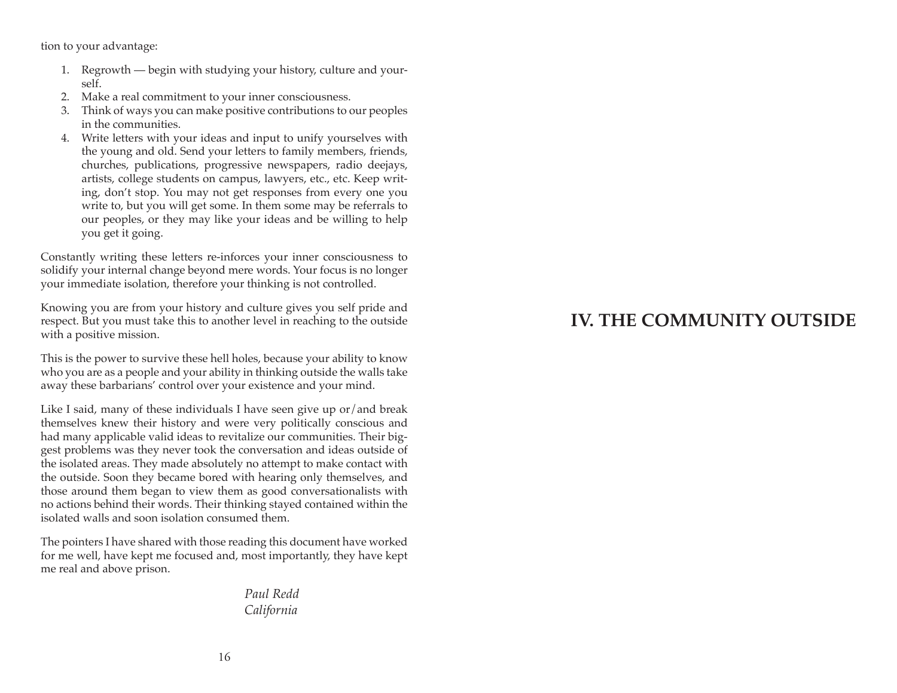tion to your advantage:

1. Regrowth — begin with studying your history, culture and yourself.
2. Make a real commitment to your inner consciousness.
3. Think of ways you can make positive contributions to our peoples in the communities.
4. Write letters with your ideas and input to unify yourselves with the young and old. Send your letters to family members, friends, churches, publications, progressive newspapers, radio deejays, artists, college students on campus, lawyers, etc., etc. Keep writing, don't stop. You may not get responses from every one you write to, but you will get some. In them some may be referrals to our peoples, or they may like your ideas and be willing to help you get it going.

Constantly writing these letters re-inforces your inner consciousness to solidify your internal change beyond mere words. Your focus is no longer your immediate isolation, therefore your thinking is not controlled.

Knowing you are from your history and culture gives you self pride and respect. But you must take this to another level in reaching to the outside with a positive mission.

This is the power to survive these hell holes, because your ability to know who you are as a people and your ability in thinking outside the walls take away these barbarians' control over your existence and your mind.

Like I said, many of these individuals I have seen give up or/and break themselves knew their history and were very politically conscious and had many applicable valid ideas to revitalize our communities. Their biggest problems was they never took the conversation and ideas outside of the isolated areas. They made absolutely no attempt to make contact with the outside. Soon they became bored with hearing only themselves, and those around them began to view them as good conversationalists with no actions behind their words. Their thinking stayed contained within the isolated walls and soon isolation consumed them.

The pointers I have shared with those reading this document have worked for me well, have kept me focused and, most importantly, they have kept me real and above prison.

*Paul Redd*
*California*

# IV. THE COMMUNITY OUTSIDE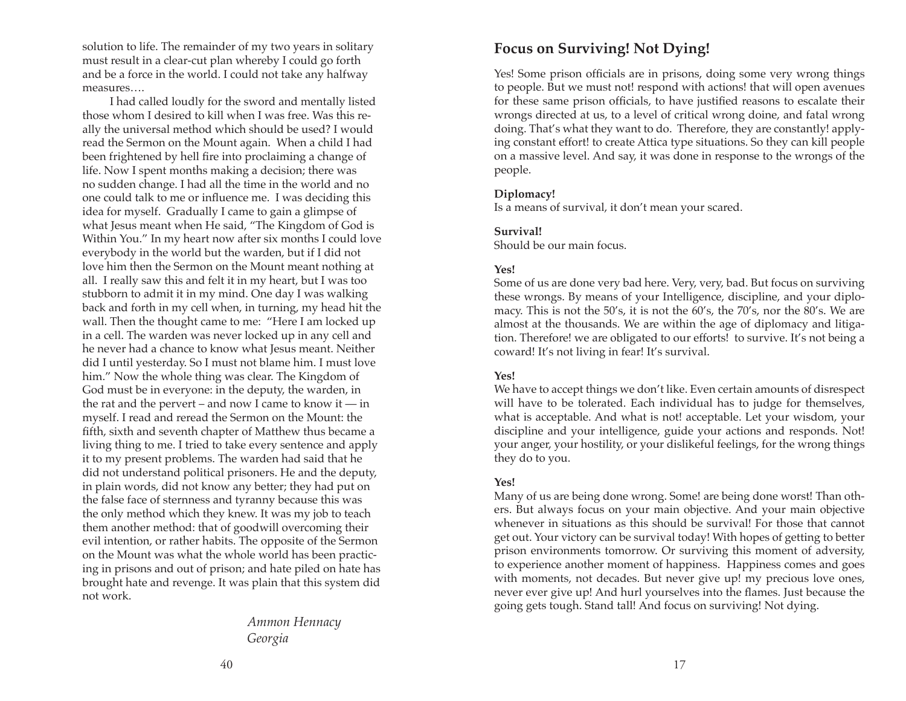solution to life. The remainder of my two years in solitary must result in a clear-cut plan whereby I could go forth and be a force in the world. I could not take any halfway measures….

I had called loudly for the sword and mentally listed those whom I desired to kill when I was free. Was this really the universal method which should be used? I would read the Sermon on the Mount again. When a child I had been frightened by hell fire into proclaiming a change of life. Now I spent months making a decision; there was no sudden change. I had all the time in the world and no one could talk to me or influence me. I was deciding this idea for myself. Gradually I came to gain a glimpse of what Jesus meant when He said, "The Kingdom of God is Within You." In my heart now after six months I could love everybody in the world but the warden, but if I did not love him then the Sermon on the Mount meant nothing at all. I really saw this and felt it in my heart, but I was too stubborn to admit it in my mind. One day I was walking back and forth in my cell when, in turning, my head hit the wall. Then the thought came to me: "Here I am locked up in a cell. The warden was never locked up in any cell and he never had a chance to know what Jesus meant. Neither did I until yesterday. So I must not blame him. I must love him." Now the whole thing was clear. The Kingdom of God must be in everyone: in the deputy, the warden, in the rat and the pervert – and now I came to know it — in myself. I read and reread the Sermon on the Mount: the fifth, sixth and seventh chapter of Matthew thus became a living thing to me. I tried to take every sentence and apply it to my present problems. The warden had said that he did not understand political prisoners. He and the deputy, in plain words, did not know any better; they had put on the false face of sternness and tyranny because this was the only method which they knew. It was my job to teach them another method: that of goodwill overcoming their evil intention, or rather habits. The opposite of the Sermon on the Mount was what the whole world has been practicing in prisons and out of prison; and hate piled on hate has brought hate and revenge. It was plain that this system did not work.

*Ammon Hennacy*
*Georgia*

## Focus on Surviving! Not Dying!

Yes! Some prison officials are in prisons, doing some very wrong things to people. But we must not! respond with actions! that will open avenues for these same prison officials, to have justified reasons to escalate their wrongs directed at us, to a level of critical wrong doine, and fatal wrong doing. That's what they want to do. Therefore, they are constantly! applying constant effort! to create Attica type situations. So they can kill people on a massive level. And say, it was done in response to the wrongs of the people.

**Diplomacy!**
Is a means of survival, it don't mean your scared.

**Survival!**
Should be our main focus.

**Yes!**
Some of us are done very bad here. Very, very, bad. But focus on surviving these wrongs. By means of your Intelligence, discipline, and your diplomacy. This is not the 50's, it is not the 60's, the 70's, nor the 80's. We are almost at the thousands. We are within the age of diplomacy and litigation. Therefore! we are obligated to our efforts! to survive. It's not being a coward! It's not living in fear! It's survival.

**Yes!**
We have to accept things we don't like. Even certain amounts of disrespect will have to be tolerated. Each individual has to judge for themselves, what is acceptable. And what is not! acceptable. Let your wisdom, your discipline and your intelligence, guide your actions and responds. Not! your anger, your hostility, or your dislikeful feelings, for the wrong things they do to you.

**Yes!**
Many of us are being done wrong. Some! are being done worst! Than others. But always focus on your main objective. And your main objective whenever in situations as this should be survival! For those that cannot get out. Your victory can be survival today! With hopes of getting to better prison environments tomorrow. Or surviving this moment of adversity, to experience another moment of happiness. Happiness comes and goes with moments, not decades. But never give up! my precious love ones, never ever give up! And hurl yourselves into the flames. Just because the going gets tough. Stand tall! And focus on surviving! Not dying.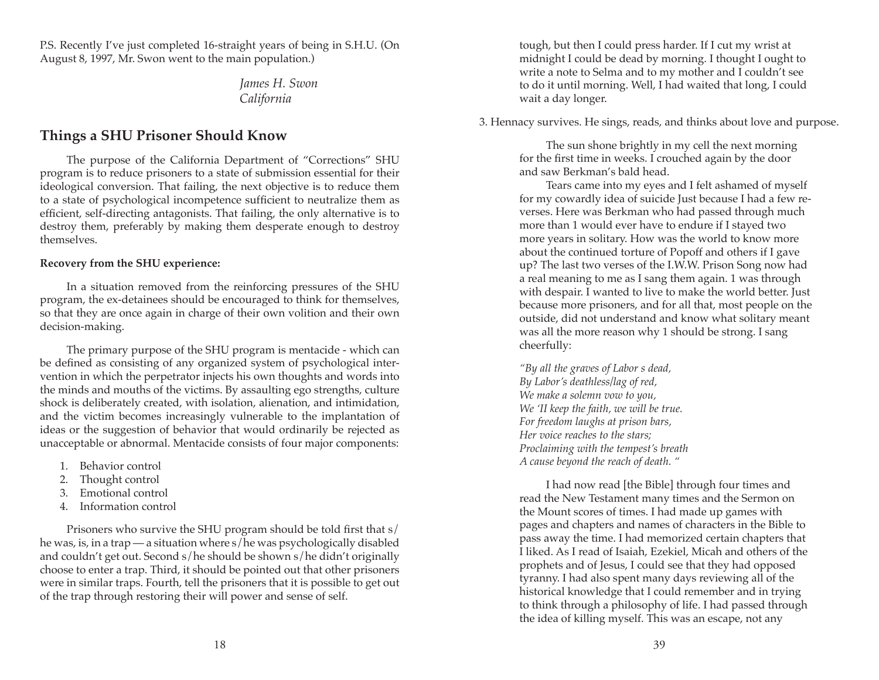P.S. Recently I've just completed 16-straight years of being in S.H.U. (On August 8, 1997, Mr. Swon went to the main population.)

*James H. Swon*
*California*

## Things a SHU Prisoner Should Know

The purpose of the California Department of "Corrections" SHU program is to reduce prisoners to a state of submission essential for their ideological conversion. That failing, the next objective is to reduce them to a state of psychological incompetence sufficient to neutralize them as efficient, self-directing antagonists. That failing, the only alternative is to destroy them, preferably by making them desperate enough to destroy themselves.

**Recovery from the SHU experience:**

In a situation removed from the reinforcing pressures of the SHU program, the ex-detainees should be encouraged to think for themselves, so that they are once again in charge of their own volition and their own decision-making.

The primary purpose of the SHU program is mentacide - which can be defined as consisting of any organized system of psychological intervention in which the perpetrator injects his own thoughts and words into the minds and mouths of the victims. By assaulting ego strengths, culture shock is deliberately created, with isolation, alienation, and intimidation, and the victim becomes increasingly vulnerable to the implantation of ideas or the suggestion of behavior that would ordinarily be rejected as unacceptable or abnormal. Mentacide consists of four major components:

1. Behavior control
2. Thought control
3. Emotional control
4. Information control

Prisoners who survive the SHU program should be told first that s/he was, is, in a trap — a situation where s/he was psychologically disabled and couldn't get out. Second s/he should be shown s/he didn't originally choose to enter a trap. Third, it should be pointed out that other prisoners were in similar traps. Fourth, tell the prisoners that it is possible to get out of the trap through restoring their will power and sense of self.

tough, but then I could press harder. If I cut my wrist at midnight I could be dead by morning. I thought I ought to write a note to Selma and to my mother and I couldn't see to do it until morning. Well, I had waited that long, I could wait a day longer.

3. Hennacy survives. He sings, reads, and thinks about love and purpose.

The sun shone brightly in my cell the next morning for the first time in weeks. I crouched again by the door and saw Berkman's bald head.

Tears came into my eyes and I felt ashamed of myself for my cowardly idea of suicide Just because I had a few reverses. Here was Berkman who had passed through much more than 1 would ever have to endure if I stayed two more years in solitary. How was the world to know more about the continued torture of Popoff and others if I gave up? The last two verses of the I.W.W. Prison Song now had a real meaning to me as I sang them again. 1 was through with despair. I wanted to live to make the world better. Just because more prisoners, and for all that, most people on the outside, did not understand and know what solitary meant was all the more reason why 1 should be strong. I sang cheerfully:

*"By all the graves of Labor s dead,*
*By Labor's deathless/lag of red,*
*We make a solemn vow to you,*
*We 'II keep the faith, we will be true.*
*For freedom laughs at prison bars,*
*Her voice reaches to the stars;*
*Proclaiming with the tempest's breath*
*A cause beyond the reach of death. "*

I had now read [the Bible] through four times and read the New Testament many times and the Sermon on the Mount scores of times. I had made up games with pages and chapters and names of characters in the Bible to pass away the time. I had memorized certain chapters that I liked. As I read of Isaiah, Ezekiel, Micah and others of the prophets and of Jesus, I could see that they had opposed tyranny. I had also spent many days reviewing all of the historical knowledge that I could remember and in trying to think through a philosophy of life. I had passed through the idea of killing myself. This was an escape, not any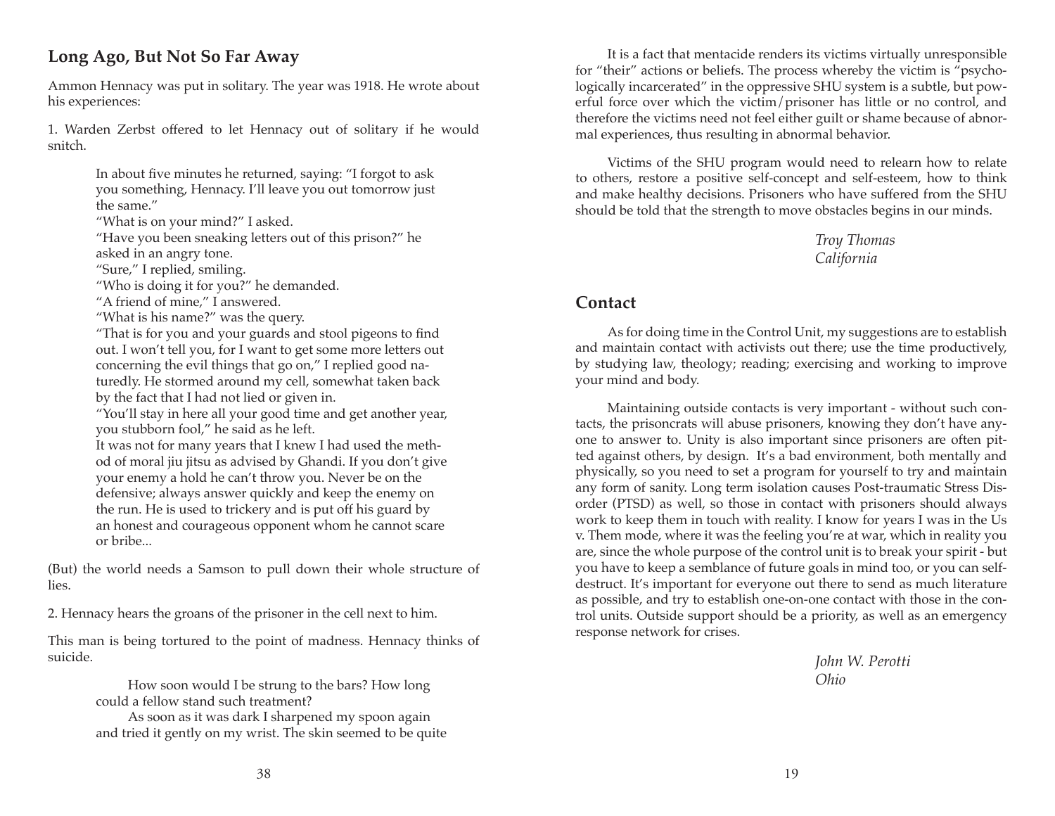## Long Ago, But Not So Far Away

Ammon Hennacy was put in solitary. The year was 1918. He wrote about his experiences:

1. Warden Zerbst offered to let Hennacy out of solitary if he would snitch.

> In about five minutes he returned, saying: "I forgot to ask you something, Hennacy. I'll leave you out tomorrow just the same."
> "What is on your mind?" I asked.
> "Have you been sneaking letters out of this prison?" he asked in an angry tone.
> "Sure," I replied, smiling.
> "Who is doing it for you?" he demanded.
> "A friend of mine," I answered.
> "What is his name?" was the query.
> "That is for you and your guards and stool pigeons to find out. I won't tell you, for I want to get some more letters out concerning the evil things that go on," I replied good naturedly. He stormed around my cell, somewhat taken back by the fact that I had not lied or given in.
> "You'll stay in here all your good time and get another year, you stubborn fool," he said as he left.
> It was not for many years that I knew I had used the method of moral jiu jitsu as advised by Ghandi. If you don't give your enemy a hold he can't throw you. Never be on the defensive; always answer quickly and keep the enemy on the run. He is used to trickery and is put off his guard by an honest and courageous opponent whom he cannot scare or bribe...

(But) the world needs a Samson to pull down their whole structure of lies.

2. Hennacy hears the groans of the prisoner in the cell next to him.

This man is being tortured to the point of madness. Hennacy thinks of suicide.

> How soon would I be strung to the bars? How long could a fellow stand such treatment?
> As soon as it was dark I sharpened my spoon again and tried it gently on my wrist. The skin seemed to be quite

It is a fact that mentacide renders its victims virtually unresponsible for "their" actions or beliefs. The process whereby the victim is "psychologically incarcerated" in the oppressive SHU system is a subtle, but powerful force over which the victim/prisoner has little or no control, and therefore the victims need not feel either guilt or shame because of abnormal experiences, thus resulting in abnormal behavior.

Victims of the SHU program would need to relearn how to relate to others, restore a positive self-concept and self-esteem, how to think and make healthy decisions. Prisoners who have suffered from the SHU should be told that the strength to move obstacles begins in our minds.

*Troy Thomas*
*California*

## Contact

As for doing time in the Control Unit, my suggestions are to establish and maintain contact with activists out there; use the time productively, by studying law, theology; reading; exercising and working to improve your mind and body.

Maintaining outside contacts is very important - without such contacts, the prisoncrats will abuse prisoners, knowing they don't have anyone to answer to. Unity is also important since prisoners are often pitted against others, by design. It's a bad environment, both mentally and physically, so you need to set a program for yourself to try and maintain any form of sanity. Long term isolation causes Post-traumatic Stress Disorder (PTSD) as well, so those in contact with prisoners should always work to keep them in touch with reality. I know for years I was in the Us v. Them mode, where it was the feeling you're at war, which in reality you are, since the whole purpose of the control unit is to break your spirit - but you have to keep a semblance of future goals in mind too, or you can self-destruct. It's important for everyone out there to send as much literature as possible, and try to establish one-on-one contact with those in the control units. Outside support should be a priority, as well as an emergency response network for crises.

*John W. Perotti*
*Ohio*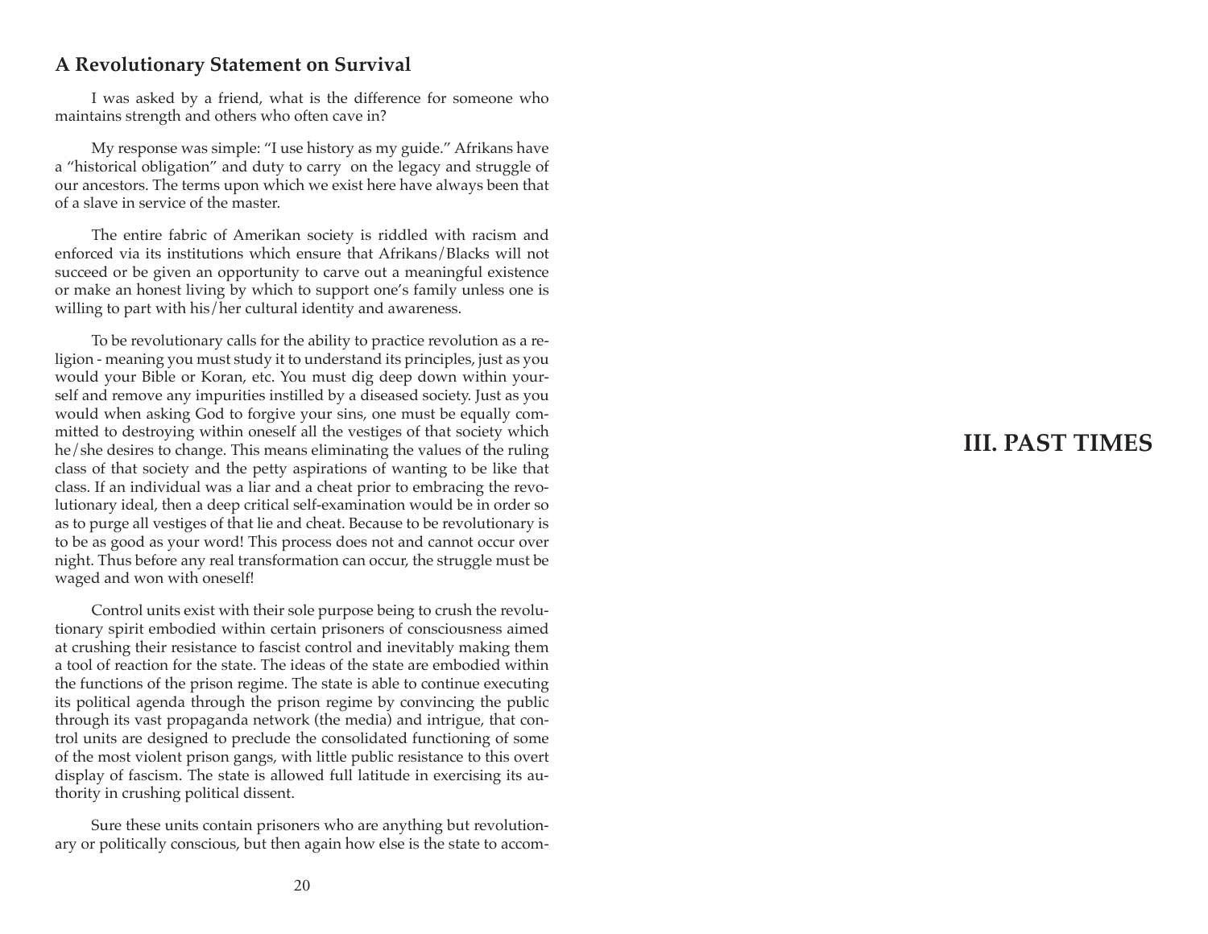## A Revolutionary Statement on Survival

I was asked by a friend, what is the difference for someone who maintains strength and others who often cave in?

My response was simple: "I use history as my guide." Afrikans have a "historical obligation" and duty to carry on the legacy and struggle of our ancestors. The terms upon which we exist here have always been that of a slave in service of the master.

The entire fabric of Amerikan society is riddled with racism and enforced via its institutions which ensure that Afrikans/Blacks will not succeed or be given an opportunity to carve out a meaningful existence or make an honest living by which to support one's family unless one is willing to part with his/her cultural identity and awareness.

To be revolutionary calls for the ability to practice revolution as a religion - meaning you must study it to understand its principles, just as you would your Bible or Koran, etc. You must dig deep down within yourself and remove any impurities instilled by a diseased society. Just as you would when asking God to forgive your sins, one must be equally committed to destroying within oneself all the vestiges of that society which he/she desires to change. This means eliminating the values of the ruling class of that society and the petty aspirations of wanting to be like that class. If an individual was a liar and a cheat prior to embracing the revolutionary ideal, then a deep critical self-examination would be in order so as to purge all vestiges of that lie and cheat. Because to be revolutionary is to be as good as your word! This process does not and cannot occur over night. Thus before any real transformation can occur, the struggle must be waged and won with oneself!

Control units exist with their sole purpose being to crush the revolutionary spirit embodied within certain prisoners of consciousness aimed at crushing their resistance to fascist control and inevitably making them a tool of reaction for the state. The ideas of the state are embodied within the functions of the prison regime. The state is able to continue executing its political agenda through the prison regime by convincing the public through its vast propaganda network (the media) and intrigue, that control units are designed to preclude the consolidated functioning of some of the most violent prison gangs, with little public resistance to this overt display of fascism. The state is allowed full latitude in exercising its authority in crushing political dissent.

Sure these units contain prisoners who are anything but revolutionary or politically conscious, but then again how else is the state to accom-

# III. PAST TIMES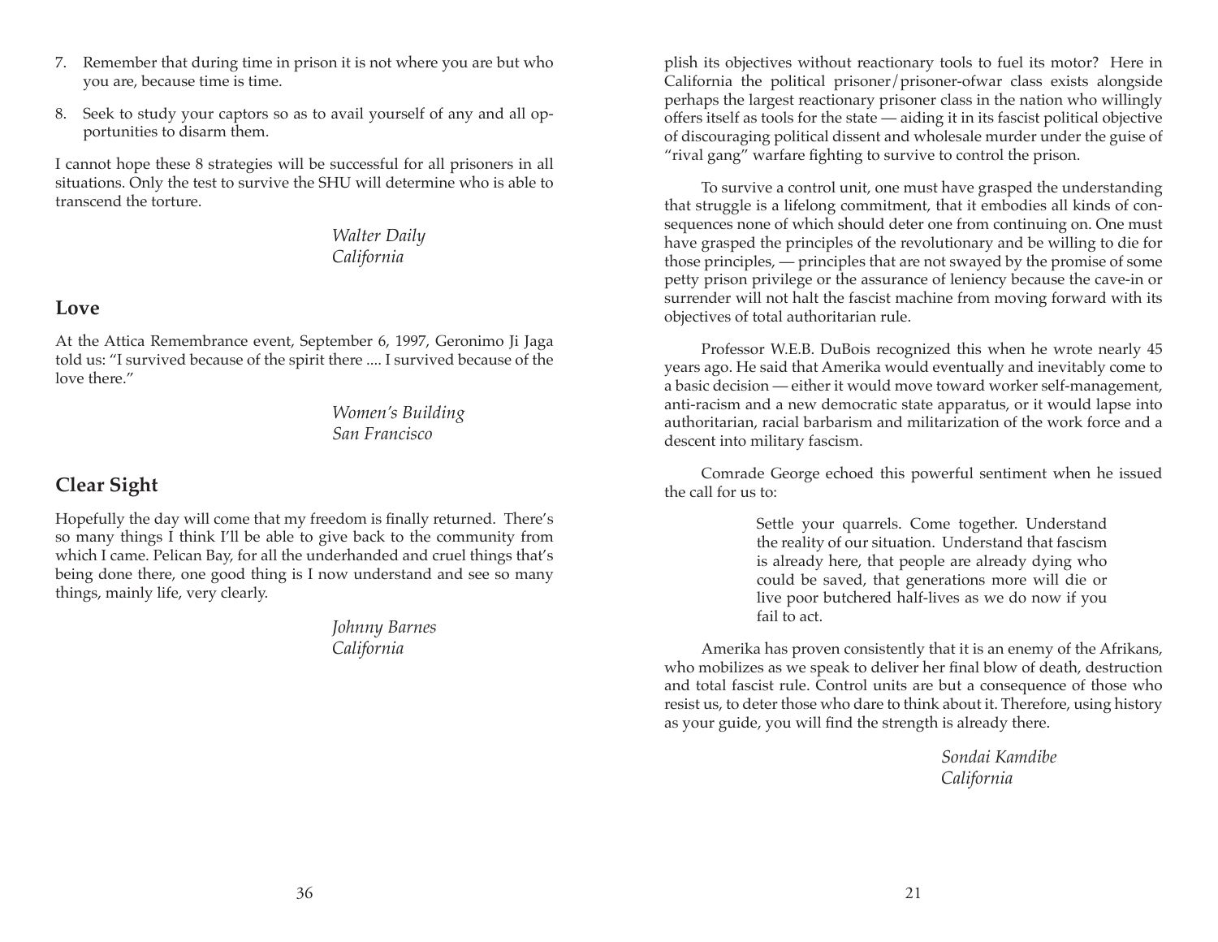7. Remember that during time in prison it is not where you are but who you are, because time is time.
8. Seek to study your captors so as to avail yourself of any and all opportunities to disarm them.

I cannot hope these 8 strategies will be successful for all prisoners in all situations. Only the test to survive the SHU will determine who is able to transcend the torture.

*Walter Daily*
*California*

## Love

At the Attica Remembrance event, September 6, 1997, Geronimo Ji Jaga told us: "I survived because of the spirit there .... I survived because of the love there."

*Women's Building*
*San Francisco*

## Clear Sight

Hopefully the day will come that my freedom is finally returned. There's so many things I think I'll be able to give back to the community from which I came. Pelican Bay, for all the underhanded and cruel things that's being done there, one good thing is I now understand and see so many things, mainly life, very clearly.

*Johnny Barnes*
*California*

plish its objectives without reactionary tools to fuel its motor? Here in California the political prisoner/prisoner-ofwar class exists alongside perhaps the largest reactionary prisoner class in the nation who willingly offers itself as tools for the state — aiding it in its fascist political objective of discouraging political dissent and wholesale murder under the guise of "rival gang" warfare fighting to survive to control the prison.

To survive a control unit, one must have grasped the understanding that struggle is a lifelong commitment, that it embodies all kinds of consequences none of which should deter one from continuing on. One must have grasped the principles of the revolutionary and be willing to die for those principles, — principles that are not swayed by the promise of some petty prison privilege or the assurance of leniency because the cave-in or surrender will not halt the fascist machine from moving forward with its objectives of total authoritarian rule.

Professor W.E.B. DuBois recognized this when he wrote nearly 45 years ago. He said that Amerika would eventually and inevitably come to a basic decision — either it would move toward worker self-management, anti-racism and a new democratic state apparatus, or it would lapse into authoritarian, racial barbarism and militarization of the work force and a descent into military fascism.

Comrade George echoed this powerful sentiment when he issued the call for us to:

> Settle your quarrels. Come together. Understand the reality of our situation. Understand that fascism is already here, that people are already dying who could be saved, that generations more will die or live poor butchered half-lives as we do now if you fail to act.

Amerika has proven consistently that it is an enemy of the Afrikans, who mobilizes as we speak to deliver her final blow of death, destruction and total fascist rule. Control units are but a consequence of those who resist us, to deter those who dare to think about it. Therefore, using history as your guide, you will find the strength is already there.

*Sondai Kamdibe*
*California*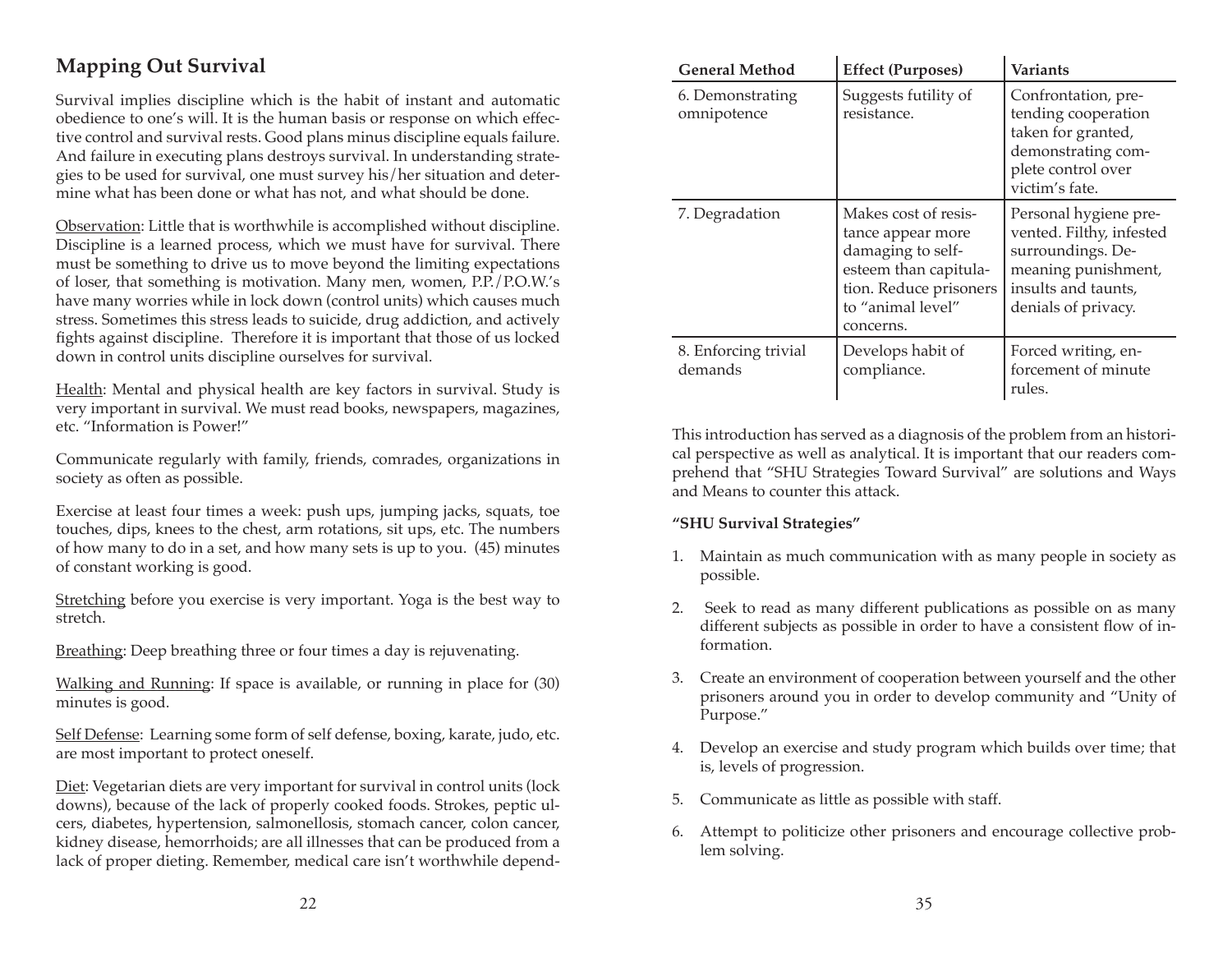## Mapping Out Survival

Survival implies discipline which is the habit of instant and automatic obedience to one's will. It is the human basis or response on which effective control and survival rests. Good plans minus discipline equals failure. And failure in executing plans destroys survival. In understanding strategies to be used for survival, one must survey his/her situation and determine what has been done or what has not, and what should be done.

Observation: Little that is worthwhile is accomplished without discipline. Discipline is a learned process, which we must have for survival. There must be something to drive us to move beyond the limiting expectations of loser, that something is motivation. Many men, women, P.P./P.O.W.'s have many worries while in lock down (control units) which causes much stress. Sometimes this stress leads to suicide, drug addiction, and actively fights against discipline. Therefore it is important that those of us locked down in control units discipline ourselves for survival.

Health: Mental and physical health are key factors in survival. Study is very important in survival. We must read books, newspapers, magazines, etc. "Information is Power!"

Communicate regularly with family, friends, comrades, organizations in society as often as possible.

Exercise at least four times a week: push ups, jumping jacks, squats, toe touches, dips, knees to the chest, arm rotations, sit ups, etc. The numbers of how many to do in a set, and how many sets is up to you. (45) minutes of constant working is good.

Stretching before you exercise is very important. Yoga is the best way to stretch.

Breathing: Deep breathing three or four times a day is rejuvenating.

Walking and Running: If space is available, or running in place for (30) minutes is good.

Self Defense: Learning some form of self defense, boxing, karate, judo, etc. are most important to protect oneself.

Diet: Vegetarian diets are very important for survival in control units (lock downs), because of the lack of properly cooked foods. Strokes, peptic ulcers, diabetes, hypertension, salmonellosis, stomach cancer, colon cancer, kidney disease, hemorrhoids; are all illnesses that can be produced from a lack of proper dieting. Remember, medical care isn't worthwhile depend-

| General Method | Effect (Purposes) | Variants |
|---|---|---|
| 6. Demonstrating omnipotence | Suggests futility of resistance. | Confrontation, pretending cooperation taken for granted, demonstrating complete control over victim's fate. |
| 7. Degradation | Makes cost of resistance appear more damaging to self-esteem than capitulation. Reduce prisoners to "animal level" concerns. | Personal hygiene prevented. Filthy, infested surroundings. Demeaning punishment, insults and taunts, denials of privacy. |
| 8. Enforcing trivial demands | Develops habit of compliance. | Forced writing, enforcement of minute rules. |

This introduction has served as a diagnosis of the problem from an historical perspective as well as analytical. It is important that our readers comprehend that "SHU Strategies Toward Survival" are solutions and Ways and Means to counter this attack.

**"SHU Survival Strategies"**

1. Maintain as much communication with as many people in society as possible.
2. Seek to read as many different publications as possible on as many different subjects as possible in order to have a consistent flow of information.
3. Create an environment of cooperation between yourself and the other prisoners around you in order to develop community and "Unity of Purpose."
4. Develop an exercise and study program which builds over time; that is, levels of progression.
5. Communicate as little as possible with staff.
6. Attempt to politicize other prisoners and encourage collective problem solving.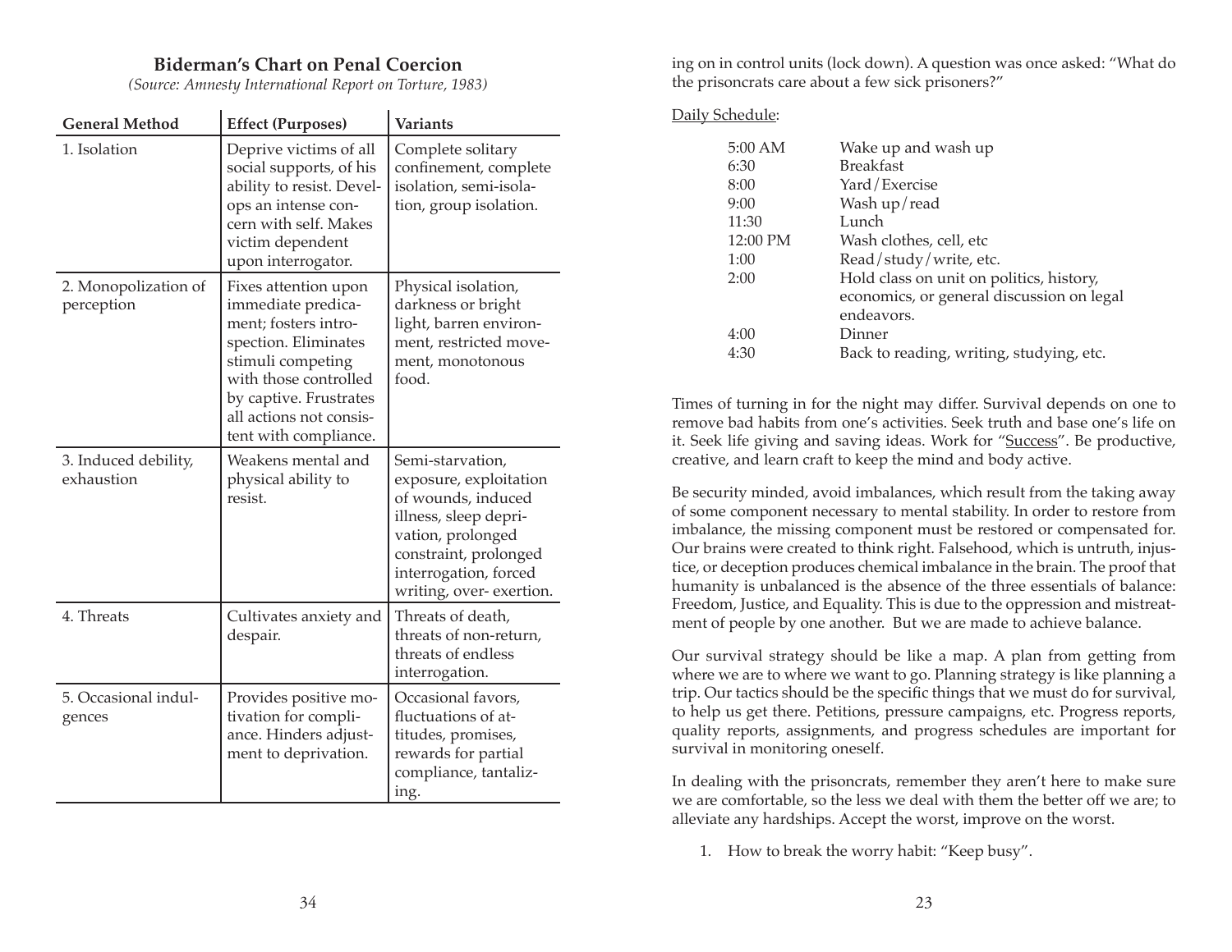## Biderman's Chart on Penal Coercion

*(Source: Amnesty International Report on Torture, 1983)*

| General Method | Effect (Purposes) | Variants |
|---|---|---|
| 1. Isolation | Deprive victims of all social supports, of his ability to resist. Develops an intense concern with self. Makes victim dependent upon interrogator. | Complete solitary confinement, complete isolation, semi-isolation, group isolation. |
| 2. Monopolization of perception | Fixes attention upon immediate predicament; fosters introspection. Eliminates stimuli competing with those controlled by captive. Frustrates all actions not consistent with compliance. | Physical isolation, darkness or bright light, barren environment, restricted movement, monotonous food. |
| 3. Induced debility, exhaustion | Weakens mental and physical ability to resist. | Semi-starvation, exposure, exploitation of wounds, induced illness, sleep deprivation, prolonged constraint, prolonged interrogation, forced writing, over- exertion. |
| 4. Threats | Cultivates anxiety and despair. | Threats of death, threats of non-return, threats of endless interrogation. |
| 5. Occasional indulgences | Provides positive motivation for compliance. Hinders adjustment to deprivation. | Occasional favors, fluctuations of attitudes, promises, rewards for partial compliance, tantalizing. |

ing on in control units (lock down). A question was once asked: "What do the prisoncrats care about a few sick prisoners?"

Daily Schedule:

| | |
|---|---|
| 5:00 AM | Wake up and wash up |
| 6:30 | Breakfast |
| 8:00 | Yard/Exercise |
| 9:00 | Wash up/read |
| 11:30 | Lunch |
| 12:00 PM | Wash clothes, cell, etc |
| 1:00 | Read/study/write, etc. |
| 2:00 | Hold class on unit on politics, history, economics, or general discussion on legal endeavors. |
| 4:00 | Dinner |
| 4:30 | Back to reading, writing, studying, etc. |

Times of turning in for the night may differ. Survival depends on one to remove bad habits from one's activities. Seek truth and base one's life on it. Seek life giving and saving ideas. Work for "Success". Be productive, creative, and learn craft to keep the mind and body active.

Be security minded, avoid imbalances, which result from the taking away of some component necessary to mental stability. In order to restore from imbalance, the missing component must be restored or compensated for. Our brains were created to think right. Falsehood, which is untruth, injustice, or deception produces chemical imbalance in the brain. The proof that humanity is unbalanced is the absence of the three essentials of balance: Freedom, Justice, and Equality. This is due to the oppression and mistreatment of people by one another. But we are made to achieve balance.

Our survival strategy should be like a map. A plan from getting from where we are to where we want to go. Planning strategy is like planning a trip. Our tactics should be the specific things that we must do for survival, to help us get there. Petitions, pressure campaigns, etc. Progress reports, quality reports, assignments, and progress schedules are important for survival in monitoring oneself.

In dealing with the prisoncrats, remember they aren't here to make sure we are comfortable, so the less we deal with them the better off we are; to alleviate any hardships. Accept the worst, improve on the worst.

1. How to break the worry habit: "Keep busy".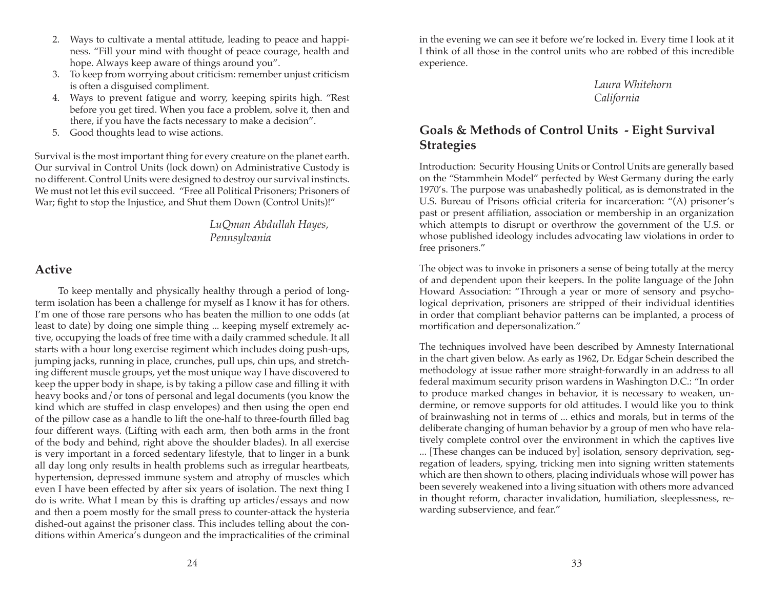2. Ways to cultivate a mental attitude, leading to peace and happiness. "Fill your mind with thought of peace courage, health and hope. Always keep aware of things around you".
3. To keep from worrying about criticism: remember unjust criticism is often a disguised compliment.
4. Ways to prevent fatigue and worry, keeping spirits high. "Rest before you get tired. When you face a problem, solve it, then and there, if you have the facts necessary to make a decision".
5. Good thoughts lead to wise actions.

Survival is the most important thing for every creature on the planet earth. Our survival in Control Units (lock down) on Administrative Custody is no different. Control Units were designed to destroy our survival instincts. We must not let this evil succeed. "Free all Political Prisoners; Prisoners of War; fight to stop the Injustice, and Shut them Down (Control Units)!"

*LuQman Abdullah Hayes,*
*Pennsylvania*

## Active

To keep mentally and physically healthy through a period of long-term isolation has been a challenge for myself as I know it has for others. I'm one of those rare persons who has beaten the million to one odds (at least to date) by doing one simple thing ... keeping myself extremely active, occupying the loads of free time with a daily crammed schedule. It all starts with a hour long exercise regiment which includes doing push-ups, jumping jacks, running in place, crunches, pull ups, chin ups, and stretching different muscle groups, yet the most unique way I have discovered to keep the upper body in shape, is by taking a pillow case and filling it with heavy books and/or tons of personal and legal documents (you know the kind which are stuffed in clasp envelopes) and then using the open end of the pillow case as a handle to lift the one-half to three-fourth filled bag four different ways. (Lifting with each arm, then both arms in the front of the body and behind, right above the shoulder blades). In all exercise is very important in a forced sedentary lifestyle, that to linger in a bunk all day long only results in health problems such as irregular heartbeats, hypertension, depressed immune system and atrophy of muscles which even I have been effected by after six years of isolation. The next thing I do is write. What I mean by this is drafting up articles/essays and now and then a poem mostly for the small press to counter-attack the hysteria dished-out against the prisoner class. This includes telling about the conditions within America's dungeon and the impracticalities of the criminal

in the evening we can see it before we're locked in. Every time I look at it I think of all those in the control units who are robbed of this incredible experience.

*Laura Whitehorn*
*California*

## Goals & Methods of Control Units - Eight Survival Strategies

Introduction: Security Housing Units or Control Units are generally based on the "Stammhein Model" perfected by West Germany during the early 1970's. The purpose was unabashedly political, as is demonstrated in the U.S. Bureau of Prisons official criteria for incarceration: "(A) prisoner's past or present affiliation, association or membership in an organization which attempts to disrupt or overthrow the government of the U.S. or whose published ideology includes advocating law violations in order to free prisoners."

The object was to invoke in prisoners a sense of being totally at the mercy of and dependent upon their keepers. In the polite language of the John Howard Association: "Through a year or more of sensory and psychological deprivation, prisoners are stripped of their individual identities in order that compliant behavior patterns can be implanted, a process of mortification and depersonalization."

The techniques involved have been described by Amnesty International in the chart given below. As early as 1962, Dr. Edgar Schein described the methodology at issue rather more straight-forwardly in an address to all federal maximum security prison wardens in Washington D.C.: "In order to produce marked changes in behavior, it is necessary to weaken, undermine, or remove supports for old attitudes. I would like you to think of brainwashing not in terms of ... ethics and morals, but in terms of the deliberate changing of human behavior by a group of men who have relatively complete control over the environment in which the captives live ... [These changes can be induced by] isolation, sensory deprivation, segregation of leaders, spying, tricking men into signing written statements which are then shown to others, placing individuals whose will power has been severely weakened into a living situation with others more advanced in thought reform, character invalidation, humiliation, sleeplessness, rewarding subservience, and fear."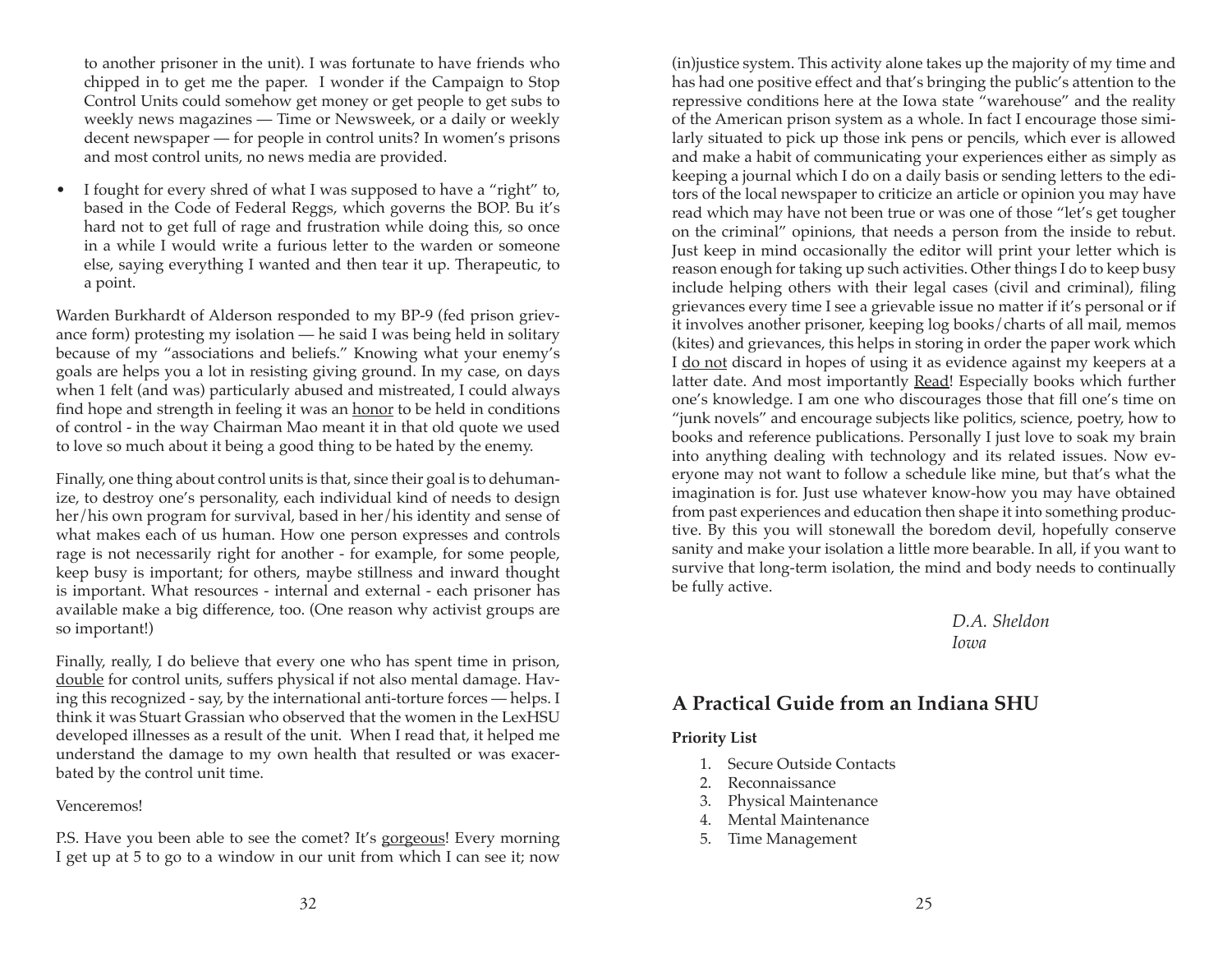to another prisoner in the unit). I was fortunate to have friends who chipped in to get me the paper. I wonder if the Campaign to Stop Control Units could somehow get money or get people to get subs to weekly news magazines — Time or Newsweek, or a daily or weekly decent newspaper — for people in control units? In women's prisons and most control units, no news media are provided.

- I fought for every shred of what I was supposed to have a "right" to, based in the Code of Federal Reggs, which governs the BOP. Bu it's hard not to get full of rage and frustration while doing this, so once in a while I would write a furious letter to the warden or someone else, saying everything I wanted and then tear it up. Therapeutic, to a point.

Warden Burkhardt of Alderson responded to my BP-9 (fed prison grievance form) protesting my isolation — he said I was being held in solitary because of my "associations and beliefs." Knowing what your enemy's goals are helps you a lot in resisting giving ground. In my case, on days when 1 felt (and was) particularly abused and mistreated, I could always find hope and strength in feeling it was an <u>honor</u> to be held in conditions of control - in the way Chairman Mao meant it in that old quote we used to love so much about it being a good thing to be hated by the enemy.

Finally, one thing about control units is that, since their goal is to dehumanize, to destroy one's personality, each individual kind of needs to design her/his own program for survival, based in her/his identity and sense of what makes each of us human. How one person expresses and controls rage is not necessarily right for another - for example, for some people, keep busy is important; for others, maybe stillness and inward thought is important. What resources - internal and external - each prisoner has available make a big difference, too. (One reason why activist groups are so important!)

Finally, really, I do believe that every one who has spent time in prison, <u>double</u> for control units, suffers physical if not also mental damage. Having this recognized - say, by the international anti-torture forces — helps. I think it was Stuart Grassian who observed that the women in the LexHSU developed illnesses as a result of the unit. When I read that, it helped me understand the damage to my own health that resulted or was exacerbated by the control unit time.

Venceremos!

P.S. Have you been able to see the comet? It's <u>gorgeous</u>! Every morning I get up at 5 to go to a window in our unit from which I can see it; now

(in)justice system. This activity alone takes up the majority of my time and has had one positive effect and that's bringing the public's attention to the repressive conditions here at the Iowa state "warehouse" and the reality of the American prison system as a whole. In fact I encourage those similarly situated to pick up those ink pens or pencils, which ever is allowed and make a habit of communicating your experiences either as simply as keeping a journal which I do on a daily basis or sending letters to the editors of the local newspaper to criticize an article or opinion you may have read which may have not been true or was one of those "let's get tougher on the criminal" opinions, that needs a person from the inside to rebut. Just keep in mind occasionally the editor will print your letter which is reason enough for taking up such activities. Other things I do to keep busy include helping others with their legal cases (civil and criminal), filing grievances every time I see a grievable issue no matter if it's personal or if it involves another prisoner, keeping log books/charts of all mail, memos (kites) and grievances, this helps in storing in order the paper work which I <u>do not</u> discard in hopes of using it as evidence against my keepers at a latter date. And most importantly <u>Read</u>! Especially books which further one's knowledge. I am one who discourages those that fill one's time on "junk novels" and encourage subjects like politics, science, poetry, how to books and reference publications. Personally I just love to soak my brain into anything dealing with technology and its related issues. Now everyone may not want to follow a schedule like mine, but that's what the imagination is for. Just use whatever know-how you may have obtained from past experiences and education then shape it into something productive. By this you will stonewall the boredom devil, hopefully conserve sanity and make your isolation a little more bearable. In all, if you want to survive that long-term isolation, the mind and body needs to continually be fully active.

*D.A. Sheldon*
*Iowa*

## A Practical Guide from an Indiana SHU

**Priority List**

1. Secure Outside Contacts
2. Reconnaissance
3. Physical Maintenance
4. Mental Maintenance
5. Time Management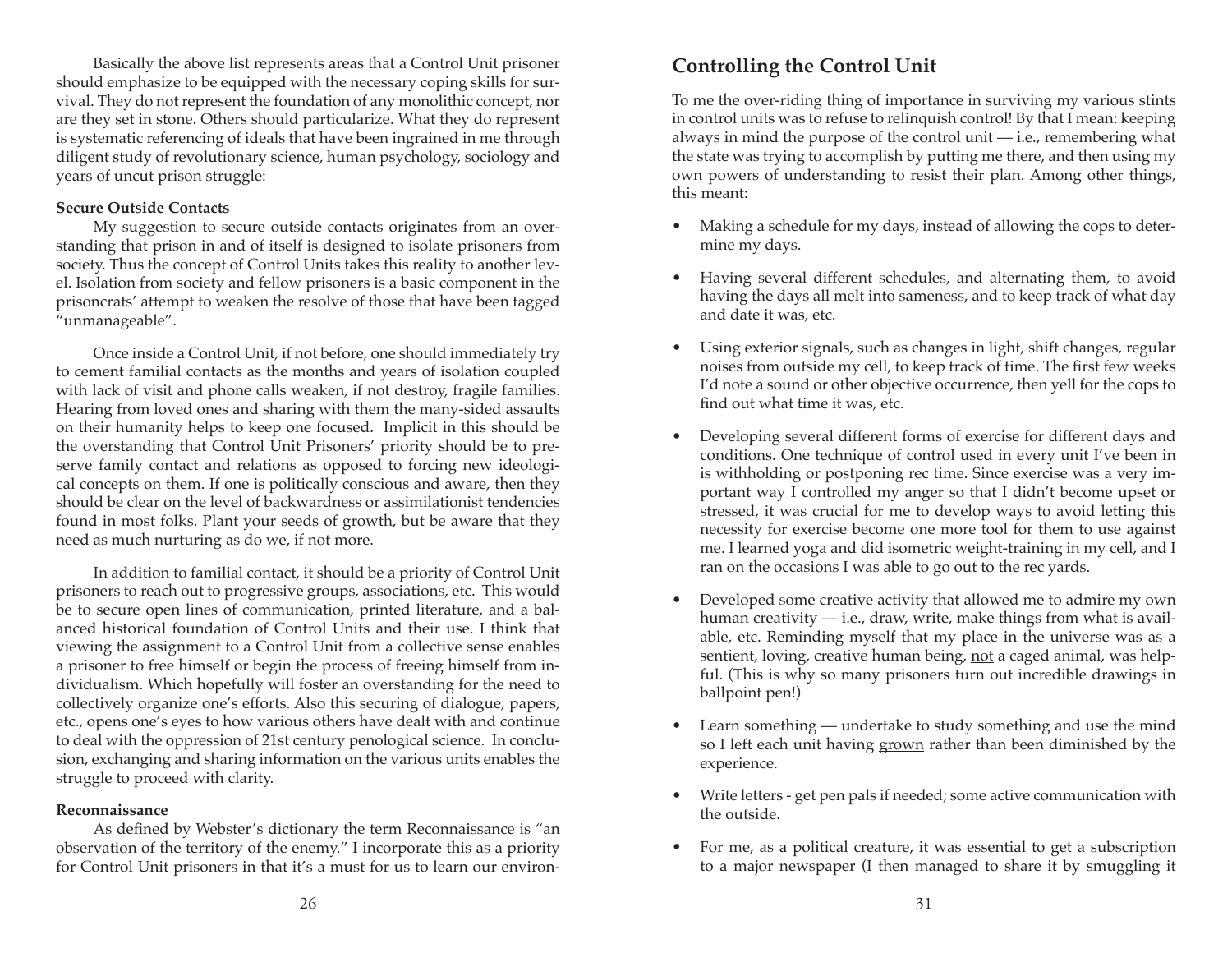Basically the above list represents areas that a Control Unit prisoner should emphasize to be equipped with the necessary coping skills for survival. They do not represent the foundation of any monolithic concept, nor are they set in stone. Others should particularize. What they do represent is systematic referencing of ideals that have been ingrained in me through diligent study of revolutionary science, human psychology, sociology and years of uncut prison struggle:

**Secure Outside Contacts**

My suggestion to secure outside contacts originates from an overstanding that prison in and of itself is designed to isolate prisoners from society. Thus the concept of Control Units takes this reality to another level. Isolation from society and fellow prisoners is a basic component in the prisoncrats' attempt to weaken the resolve of those that have been tagged "unmanageable".

Once inside a Control Unit, if not before, one should immediately try to cement familial contacts as the months and years of isolation coupled with lack of visit and phone calls weaken, if not destroy, fragile families. Hearing from loved ones and sharing with them the many-sided assaults on their humanity helps to keep one focused. Implicit in this should be the overstanding that Control Unit Prisoners' priority should be to preserve family contact and relations as opposed to forcing new ideological concepts on them. If one is politically conscious and aware, then they should be clear on the level of backwardness or assimilationist tendencies found in most folks. Plant your seeds of growth, but be aware that they need as much nurturing as do we, if not more.

In addition to familial contact, it should be a priority of Control Unit prisoners to reach out to progressive groups, associations, etc. This would be to secure open lines of communication, printed literature, and a balanced historical foundation of Control Units and their use. I think that viewing the assignment to a Control Unit from a collective sense enables a prisoner to free himself or begin the process of freeing himself from individualism. Which hopefully will foster an overstanding for the need to collectively organize one's efforts. Also this securing of dialogue, papers, etc., opens one's eyes to how various others have dealt with and continue to deal with the oppression of 21st century penological science. In conclusion, exchanging and sharing information on the various units enables the struggle to proceed with clarity.

**Reconnaissance**

As defined by Webster's dictionary the term Reconnaissance is "an observation of the territory of the enemy." I incorporate this as a priority for Control Unit prisoners in that it's a must for us to learn our environ-

## Controlling the Control Unit

To me the over-riding thing of importance in surviving my various stints in control units was to refuse to relinquish control! By that I mean: keeping always in mind the purpose of the control unit — i.e., remembering what the state was trying to accomplish by putting me there, and then using my own powers of understanding to resist their plan. Among other things, this meant:

- Making a schedule for my days, instead of allowing the cops to determine my days.
- Having several different schedules, and alternating them, to avoid having the days all melt into sameness, and to keep track of what day and date it was, etc.
- Using exterior signals, such as changes in light, shift changes, regular noises from outside my cell, to keep track of time. The first few weeks I'd note a sound or other objective occurrence, then yell for the cops to find out what time it was, etc.
- Developing several different forms of exercise for different days and conditions. One technique of control used in every unit I've been in is withholding or postponing rec time. Since exercise was a very important way I controlled my anger so that I didn't become upset or stressed, it was crucial for me to develop ways to avoid letting this necessity for exercise become one more tool for them to use against me. I learned yoga and did isometric weight-training in my cell, and I ran on the occasions I was able to go out to the rec yards.
- Developed some creative activity that allowed me to admire my own human creativity — i.e., draw, write, make things from what is available, etc. Reminding myself that my place in the universe was as a sentient, loving, creative human being, <u>not</u> a caged animal, was helpful. (This is why so many prisoners turn out incredible drawings in ballpoint pen!)
- Learn something — undertake to study something and use the mind so I left each unit having <u>grown</u> rather than been diminished by the experience.
- Write letters - get pen pals if needed; some active communication with the outside.
- For me, as a political creature, it was essential to get a subscription to a major newspaper (I then managed to share it by smuggling it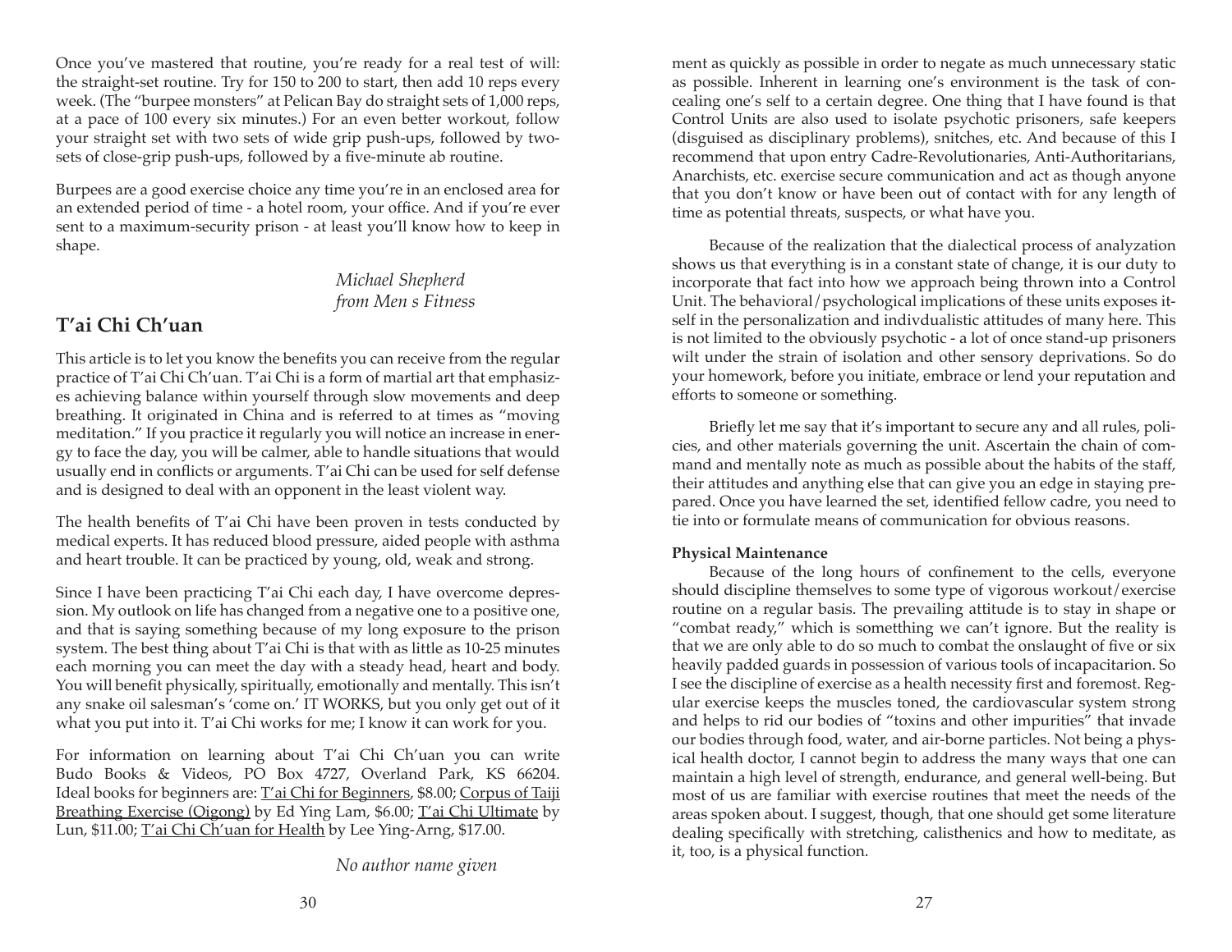Once you've mastered that routine, you're ready for a real test of will: the straight-set routine. Try for 150 to 200 to start, then add 10 reps every week. (The "burpee monsters" at Pelican Bay do straight sets of 1,000 reps, at a pace of 100 every six minutes.) For an even better workout, follow your straight set with two sets of wide grip push-ups, followed by two-sets of close-grip push-ups, followed by a five-minute ab routine.

Burpees are a good exercise choice any time you're in an enclosed area for an extended period of time - a hotel room, your office. And if you're ever sent to a maximum-security prison - at least you'll know how to keep in shape.

*Michael Shepherd*
*from Men s Fitness*

## T'ai Chi Ch'uan

This article is to let you know the benefits you can receive from the regular practice of T'ai Chi Ch'uan. T'ai Chi is a form of martial art that emphasizes achieving balance within yourself through slow movements and deep breathing. It originated in China and is referred to at times as "moving meditation." If you practice it regularly you will notice an increase in energy to face the day, you will be calmer, able to handle situations that would usually end in conflicts or arguments. T'ai Chi can be used for self defense and is designed to deal with an opponent in the least violent way.

The health benefits of T'ai Chi have been proven in tests conducted by medical experts. It has reduced blood pressure, aided people with asthma and heart trouble. It can be practiced by young, old, weak and strong.

Since I have been practicing T'ai Chi each day, I have overcome depression. My outlook on life has changed from a negative one to a positive one, and that is saying something because of my long exposure to the prison system. The best thing about T'ai Chi is that with as little as 10-25 minutes each morning you can meet the day with a steady head, heart and body. You will benefit physically, spiritually, emotionally and mentally. This isn't any snake oil salesman's 'come on.' IT WORKS, but you only get out of it what you put into it. T'ai Chi works for me; I know it can work for you.

For information on learning about T'ai Chi Ch'uan you can write Budo Books & Videos, PO Box 4727, Overland Park, KS 66204. Ideal books for beginners are: T'ai Chi for Beginners, $8.00; Corpus of Taiji Breathing Exercise (Qigong) by Ed Ying Lam, $6.00; T'ai Chi Ultimate by Lun, $11.00; T'ai Chi Ch'uan for Health by Lee Ying-Arng, $17.00.

*No author name given*

ment as quickly as possible in order to negate as much unnecessary static as possible. Inherent in learning one's environment is the task of concealing one's self to a certain degree. One thing that I have found is that Control Units are also used to isolate psychotic prisoners, safe keepers (disguised as disciplinary problems), snitches, etc. And because of this I recommend that upon entry Cadre-Revolutionaries, Anti-Auithoritarians, Anarchists, etc. exercise secure communication and act as though anyone that you don't know or have been out of contact with for any length of time as potential threats, suspects, or what have you.

Because of the realization that the dialectical process of analyzation shows us that everything is in a constant state of change, it is our duty to incorporate that fact into how we approach being thrown into a Control Unit. The behavioral/psychological implications of these units exposes itself in the personalization and indivdualistic attitudes of many here. This is not limited to the obviously psychotic - a lot of once stand-up prisoners wilt under the strain of isolation and other sensory deprivations. So do your homework, before you initiate, embrace or lend your reputation and efforts to someone or something.

Briefly let me say that it's important to secure any and all rules, policies, and other materials governing the unit. Ascertain the chain of command and mentally note as much as possible about the habits of the staff, their attitudes and anything else that can give you an edge in staying prepared. Once you have learned the set, identified fellow cadre, you need to tie into or formulate means of communication for obvious reasons.

**Physical Maintenance**

Because of the long hours of confinement to the cells, everyone should discipline themselves to some type of vigorous workout/exercise routine on a regular basis. The prevailing attitude is to stay in shape or "combat ready," which is somethhing we can't ignore. But the reality is that we are only able to do so much to combat the onslaught of five or six heavily padded guards in possession of various tools of incapacitarion. So I see the discipline of exercise as a health necessity first and foremost. Regular exercise keeps the muscles toned, the cardiovascular system strong and helps to rid our bodies of "toxins and other impurities" that invade our bodies through food, water, and air-borne particles. Not being a physical health doctor, I cannot begin to address the many ways that one can maintain a high level of strength, endurance, and general well-being. But most of us are familiar with exercise routines that meet the needs of the areas spoken about. I suggest, though, that one should get some literature dealing specifically with stretching, calisthenics and how to meditate, as it, too, is a physical function.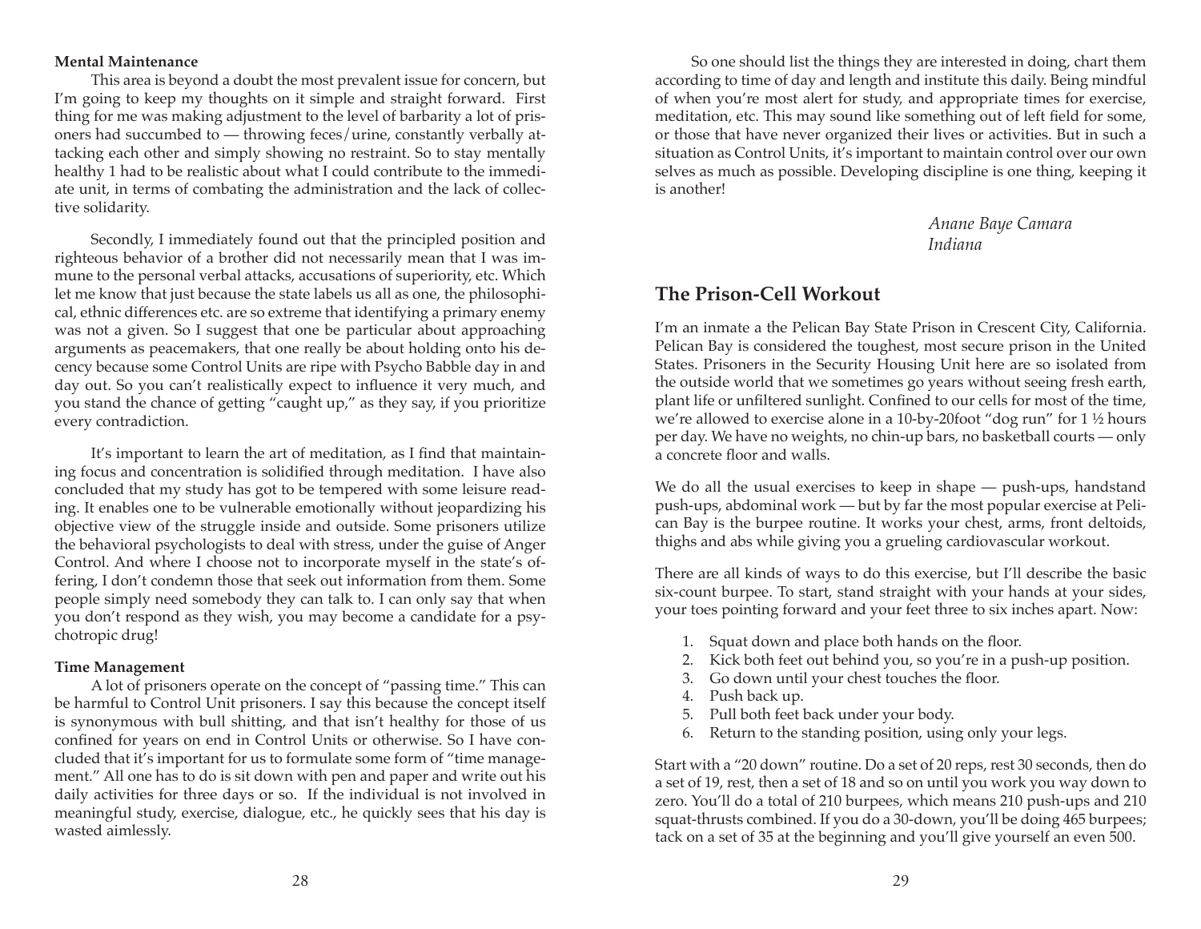**Mental Maintenance**

This area is beyond a doubt the most prevalent issue for concern, but I'm going to keep my thoughts on it simple and straight forward. First thing for me was making adjustment to the level of barbarity a lot of prisoners had succumbed to — throwing feces/urine, constantly verbally attacking each other and simply showing no restraint. So to stay mentally healthy 1 had to be realistic about what I could contribute to the immediate unit, in terms of combating the administration and the lack of collective solidarity.

Secondly, I immediately found out that the principled position and righteous behavior of a brother did not necessarily mean that I was immune to the personal verbal attacks, accusations of superiority, etc. Which let me know that just because the state labels us all as one, the philosophical, ethnic differences etc. are so extreme that identifying a primary enemy was not a given. So I suggest that one be particular about approaching arguments as peacemakers, that one really be about holding onto his decency because some Control Units are ripe with Psycho Babble day in and day out. So you can't realistically expect to influence it very much, and you stand the chance of getting "caught up," as they say, if you prioritize every contradiction.

It's important to learn the art of meditation, as I find that maintaining focus and concentration is solidified through meditation. I have also concluded that my study has got to be tempered with some leisure reading. It enables one to be vulnerable emotionally without jeopardizing his objective view of the struggle inside and outside. Some prisoners utilize the behavioral psychologists to deal with stress, under the guise of Anger Control. And where I choose not to incorporate myself in the state's offering, I don't condemn those that seek out information from them. Some people simply need somebody they can talk to. I can only say that when you don't respond as they wish, you may become a candidate for a psychotropic drug!

**Time Management**

A lot of prisoners operate on the concept of "passing time." This can be harmful to Control Unit prisoners. I say this because the concept itself is synonymous with bull shitting, and that isn't healthy for those of us confined for years on end in Control Units or otherwise. So I have concluded that it's important for us to formulate some form of "time management." All one has to do is sit down with pen and paper and write out his daily activities for three days or so. If the individual is not involved in meaningful study, exercise, dialogue, etc., he quickly sees that his day is wasted aimlessly.

So one should list the things they are interested in doing, chart them according to time of day and length and institute this daily. Being mindful of when you're most alert for study, and appropriate times for exercise, meditation, etc. This may sound like something out of left field for some, or those that have never organized their lives or activities. But in such a situation as Control Units, it's important to maintain control over our own selves as much as possible. Developing discipline is one thing, keeping it is another!

*Anane Baye Camara*
*Indiana*

## The Prison-Cell Workout

I'm an inmate a the Pelican Bay State Prison in Crescent City, California. Pelican Bay is considered the toughest, most secure prison in the United States. Prisoners in the Security Housing Unit here are so isolated from the outside world that we sometimes go years without seeing fresh earth, plant life or unfiltered sunlight. Confined to our cells for most of the time, we're allowed to exercise alone in a 10-by-20foot "dog run" for 1 ½ hours per day. We have no weights, no chin-up bars, no basketball courts — only a concrete floor and walls.

We do all the usual exercises to keep in shape — push-ups, handstand push-ups, abdominal work — but by far the most popular exercise at Pelican Bay is the burpee routine. It works your chest, arms, front deltoids, thighs and abs while giving you a grueling cardiovascular workout.

There are all kinds of ways to do this exercise, but I'll describe the basic six-count burpee. To start, stand straight with your hands at your sides, your toes pointing forward and your feet three to six inches apart. Now:

1. Squat down and place both hands on the floor.
2. Kick both feet out behind you, so you're in a push-up position.
3. Go down until your chest touches the floor.
4. Push back up.
5. Pull both feet back under your body.
6. Return to the standing position, using only your legs.

Start with a "20 down" routine. Do a set of 20 reps, rest 30 seconds, then do a set of 19, rest, then a set of 18 and so on until you work you way down to zero. You'll do a total of 210 burpees, which means 210 push-ups and 210 squat-thrusts combined. If you do a 30-down, you'll be doing 465 burpees; tack on a set of 35 at the beginning and you'll give yourself an even 500.